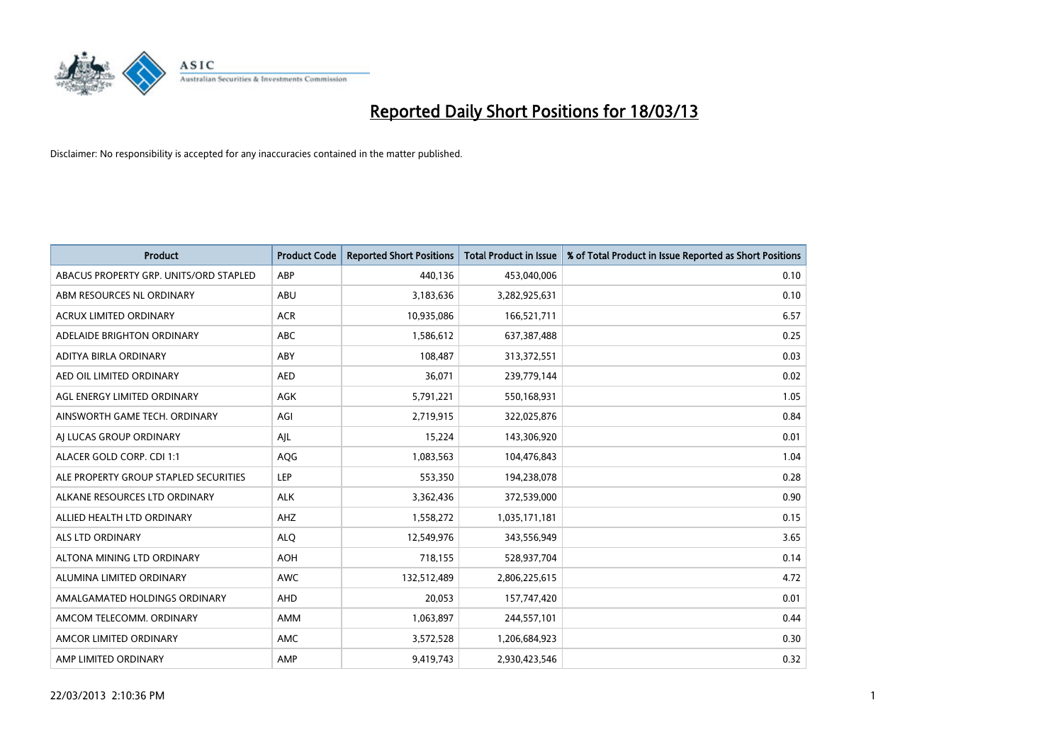# Reported Daily Short Positions for 18/03/13

Disclaimer: No responsibility is accepted for any inaccuracies contained in the matter published.

| Product | Product Code | Reported Short Positions | Total Product in Issue | % of Total Product in Issue Reported as Short Positions |
|---|---|---|---|---|
| ABACUS PROPERTY GRP. UNITS/ORD STAPLED | ABP | 440,136 | 453,040,006 | 0.10 |
| ABM RESOURCES NL ORDINARY | ABU | 3,183,636 | 3,282,925,631 | 0.10 |
| ACRUX LIMITED ORDINARY | ACR | 10,935,086 | 166,521,711 | 6.57 |
| ADELAIDE BRIGHTON ORDINARY | ABC | 1,586,612 | 637,387,488 | 0.25 |
| ADITYA BIRLA ORDINARY | ABY | 108,487 | 313,372,551 | 0.03 |
| AED OIL LIMITED ORDINARY | AED | 36,071 | 239,779,144 | 0.02 |
| AGL ENERGY LIMITED ORDINARY | AGK | 5,791,221 | 550,168,931 | 1.05 |
| AINSWORTH GAME TECH. ORDINARY | AGI | 2,719,915 | 322,025,876 | 0.84 |
| AJ LUCAS GROUP ORDINARY | AJL | 15,224 | 143,306,920 | 0.01 |
| ALACER GOLD CORP. CDI 1:1 | AQG | 1,083,563 | 104,476,843 | 1.04 |
| ALE PROPERTY GROUP STAPLED SECURITIES | LEP | 553,350 | 194,238,078 | 0.28 |
| ALKANE RESOURCES LTD ORDINARY | ALK | 3,362,436 | 372,539,000 | 0.90 |
| ALLIED HEALTH LTD ORDINARY | AHZ | 1,558,272 | 1,035,171,181 | 0.15 |
| ALS LTD ORDINARY | ALQ | 12,549,976 | 343,556,949 | 3.65 |
| ALTONA MINING LTD ORDINARY | AOH | 718,155 | 528,937,704 | 0.14 |
| ALUMINA LIMITED ORDINARY | AWC | 132,512,489 | 2,806,225,615 | 4.72 |
| AMALGAMATED HOLDINGS ORDINARY | AHD | 20,053 | 157,747,420 | 0.01 |
| AMCOM TELECOMM. ORDINARY | AMM | 1,063,897 | 244,557,101 | 0.44 |
| AMCOR LIMITED ORDINARY | AMC | 3,572,528 | 1,206,684,923 | 0.30 |
| AMP LIMITED ORDINARY | AMP | 9,419,743 | 2,930,423,546 | 0.32 |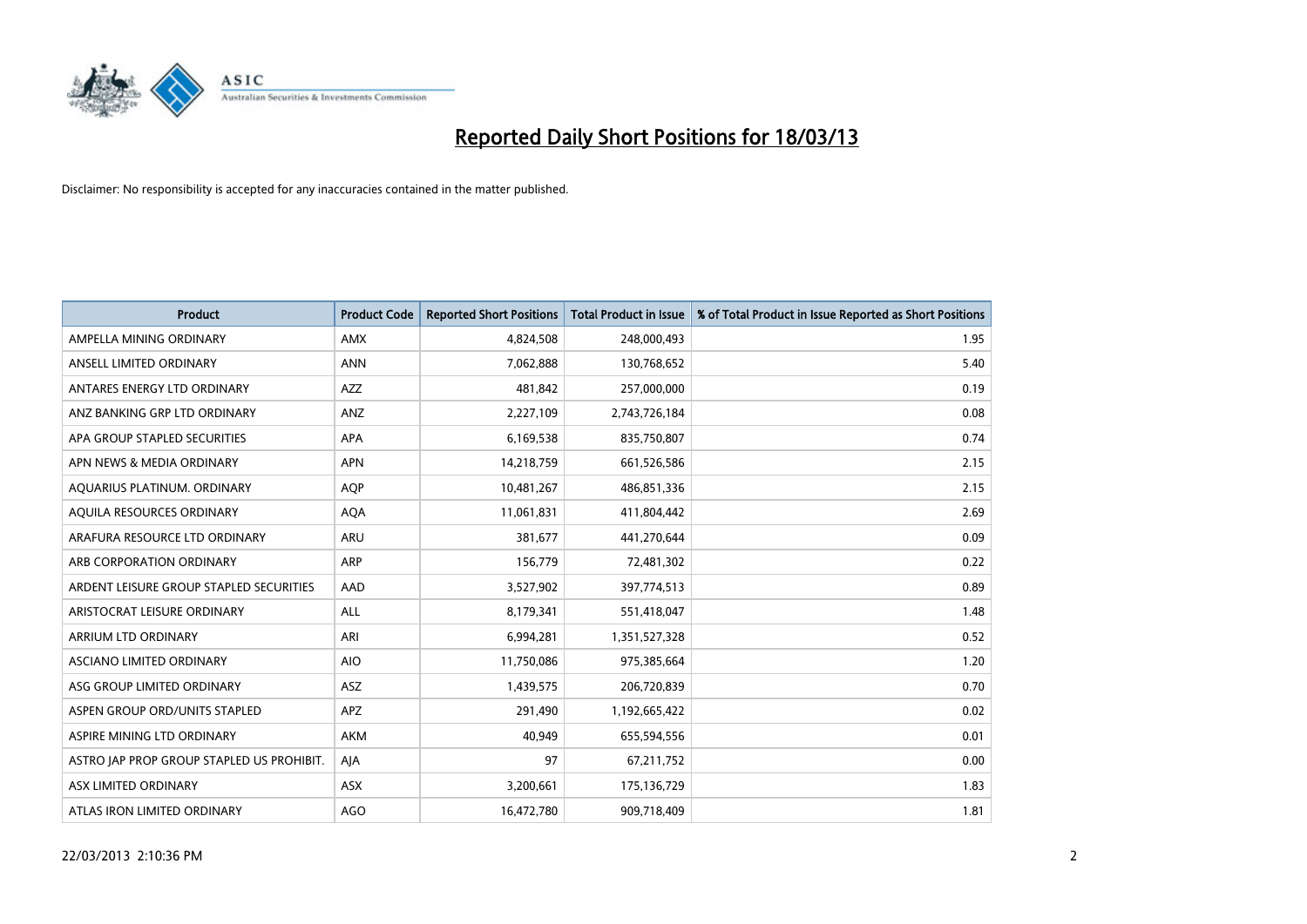# Reported Daily Short Positions for 18/03/13

Disclaimer: No responsibility is accepted for any inaccuracies contained in the matter published.

| Product | Product Code | Reported Short Positions | Total Product in Issue | % of Total Product in Issue Reported as Short Positions |
|---|---|---|---|---|
| AMPELLA MINING ORDINARY | AMX | 4,824,508 | 248,000,493 | 1.95 |
| ANSELL LIMITED ORDINARY | ANN | 7,062,888 | 130,768,652 | 5.40 |
| ANTARES ENERGY LTD ORDINARY | AZZ | 481,842 | 257,000,000 | 0.19 |
| ANZ BANKING GRP LTD ORDINARY | ANZ | 2,227,109 | 2,743,726,184 | 0.08 |
| APA GROUP STAPLED SECURITIES | APA | 6,169,538 | 835,750,807 | 0.74 |
| APN NEWS & MEDIA ORDINARY | APN | 14,218,759 | 661,526,586 | 2.15 |
| AQUARIUS PLATINUM. ORDINARY | AQP | 10,481,267 | 486,851,336 | 2.15 |
| AQUILA RESOURCES ORDINARY | AQA | 11,061,831 | 411,804,442 | 2.69 |
| ARAFURA RESOURCE LTD ORDINARY | ARU | 381,677 | 441,270,644 | 0.09 |
| ARB CORPORATION ORDINARY | ARP | 156,779 | 72,481,302 | 0.22 |
| ARDENT LEISURE GROUP STAPLED SECURITIES | AAD | 3,527,902 | 397,774,513 | 0.89 |
| ARISTOCRAT LEISURE ORDINARY | ALL | 8,179,341 | 551,418,047 | 1.48 |
| ARRIUM LTD ORDINARY | ARI | 6,994,281 | 1,351,527,328 | 0.52 |
| ASCIANO LIMITED ORDINARY | AIO | 11,750,086 | 975,385,664 | 1.20 |
| ASG GROUP LIMITED ORDINARY | ASZ | 1,439,575 | 206,720,839 | 0.70 |
| ASPEN GROUP ORD/UNITS STAPLED | APZ | 291,490 | 1,192,665,422 | 0.02 |
| ASPIRE MINING LTD ORDINARY | AKM | 40,949 | 655,594,556 | 0.01 |
| ASTRO JAP PROP GROUP STAPLED US PROHIBIT. | AJA | 97 | 67,211,752 | 0.00 |
| ASX LIMITED ORDINARY | ASX | 3,200,661 | 175,136,729 | 1.83 |
| ATLAS IRON LIMITED ORDINARY | AGO | 16,472,780 | 909,718,409 | 1.81 |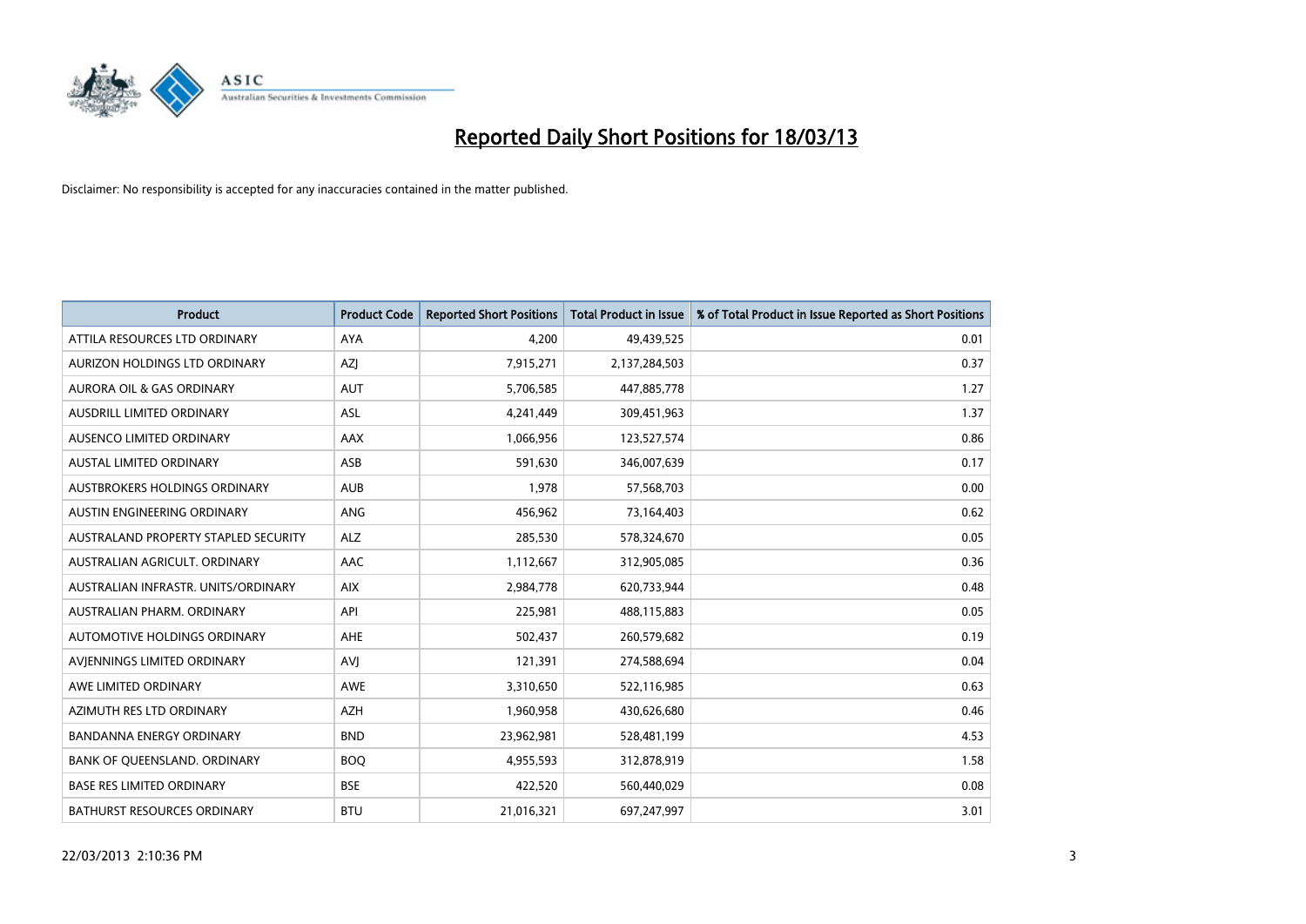# Reported Daily Short Positions for 18/03/13

Disclaimer: No responsibility is accepted for any inaccuracies contained in the matter published.

| Product | Product Code | Reported Short Positions | Total Product in Issue | % of Total Product in Issue Reported as Short Positions |
|---|---|---|---|---|
| ATTILA RESOURCES LTD ORDINARY | AYA | 4,200 | 49,439,525 | 0.01 |
| AURIZON HOLDINGS LTD ORDINARY | AZJ | 7,915,271 | 2,137,284,503 | 0.37 |
| AURORA OIL & GAS ORDINARY | AUT | 5,706,585 | 447,885,778 | 1.27 |
| AUSDRILL LIMITED ORDINARY | ASL | 4,241,449 | 309,451,963 | 1.37 |
| AUSENCO LIMITED ORDINARY | AAX | 1,066,956 | 123,527,574 | 0.86 |
| AUSTAL LIMITED ORDINARY | ASB | 591,630 | 346,007,639 | 0.17 |
| AUSTBROKERS HOLDINGS ORDINARY | AUB | 1,978 | 57,568,703 | 0.00 |
| AUSTIN ENGINEERING ORDINARY | ANG | 456,962 | 73,164,403 | 0.62 |
| AUSTRALAND PROPERTY STAPLED SECURITY | ALZ | 285,530 | 578,324,670 | 0.05 |
| AUSTRALIAN AGRICULT. ORDINARY | AAC | 1,112,667 | 312,905,085 | 0.36 |
| AUSTRALIAN INFRASTR. UNITS/ORDINARY | AIX | 2,984,778 | 620,733,944 | 0.48 |
| AUSTRALIAN PHARM. ORDINARY | API | 225,981 | 488,115,883 | 0.05 |
| AUTOMOTIVE HOLDINGS ORDINARY | AHE | 502,437 | 260,579,682 | 0.19 |
| AVJENNINGS LIMITED ORDINARY | AVJ | 121,391 | 274,588,694 | 0.04 |
| AWE LIMITED ORDINARY | AWE | 3,310,650 | 522,116,985 | 0.63 |
| AZIMUTH RES LTD ORDINARY | AZH | 1,960,958 | 430,626,680 | 0.46 |
| BANDANNA ENERGY ORDINARY | BND | 23,962,981 | 528,481,199 | 4.53 |
| BANK OF QUEENSLAND. ORDINARY | BOQ | 4,955,593 | 312,878,919 | 1.58 |
| BASE RES LIMITED ORDINARY | BSE | 422,520 | 560,440,029 | 0.08 |
| BATHURST RESOURCES ORDINARY | BTU | 21,016,321 | 697,247,997 | 3.01 |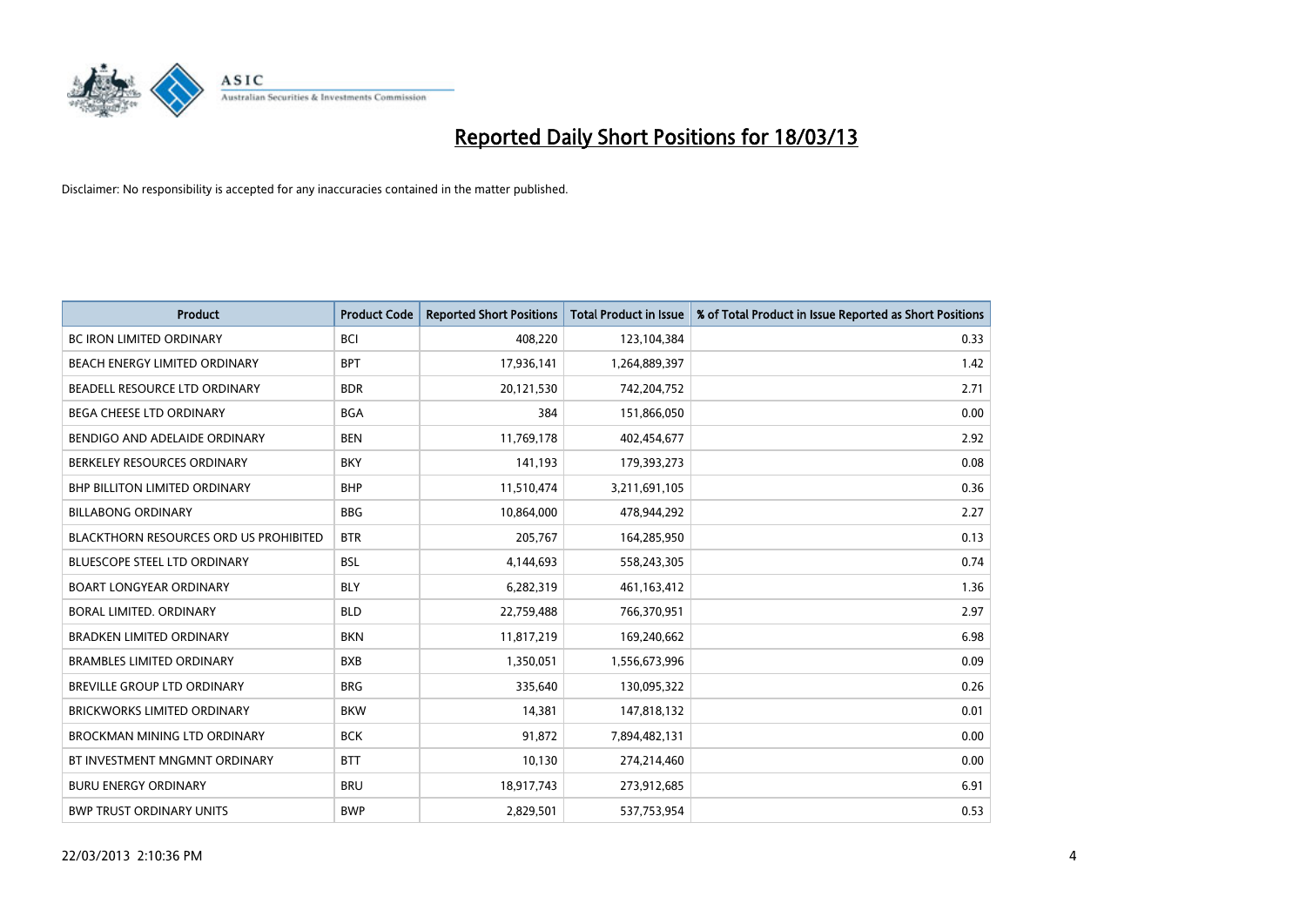# Reported Daily Short Positions for 18/03/13

Disclaimer: No responsibility is accepted for any inaccuracies contained in the matter published.

| Product | Product Code | Reported Short Positions | Total Product in Issue | % of Total Product in Issue Reported as Short Positions |
|---|---|---|---|---|
| BC IRON LIMITED ORDINARY | BCI | 408,220 | 123,104,384 | 0.33 |
| BEACH ENERGY LIMITED ORDINARY | BPT | 17,936,141 | 1,264,889,397 | 1.42 |
| BEADELL RESOURCE LTD ORDINARY | BDR | 20,121,530 | 742,204,752 | 2.71 |
| BEGA CHEESE LTD ORDINARY | BGA | 384 | 151,866,050 | 0.00 |
| BENDIGO AND ADELAIDE ORDINARY | BEN | 11,769,178 | 402,454,677 | 2.92 |
| BERKELEY RESOURCES ORDINARY | BKY | 141,193 | 179,393,273 | 0.08 |
| BHP BILLITON LIMITED ORDINARY | BHP | 11,510,474 | 3,211,691,105 | 0.36 |
| BILLABONG ORDINARY | BBG | 10,864,000 | 478,944,292 | 2.27 |
| BLACKTHORN RESOURCES ORD US PROHIBITED | BTR | 205,767 | 164,285,950 | 0.13 |
| BLUESCOPE STEEL LTD ORDINARY | BSL | 4,144,693 | 558,243,305 | 0.74 |
| BOART LONGYEAR ORDINARY | BLY | 6,282,319 | 461,163,412 | 1.36 |
| BORAL LIMITED. ORDINARY | BLD | 22,759,488 | 766,370,951 | 2.97 |
| BRADKEN LIMITED ORDINARY | BKN | 11,817,219 | 169,240,662 | 6.98 |
| BRAMBLES LIMITED ORDINARY | BXB | 1,350,051 | 1,556,673,996 | 0.09 |
| BREVILLE GROUP LTD ORDINARY | BRG | 335,640 | 130,095,322 | 0.26 |
| BRICKWORKS LIMITED ORDINARY | BKW | 14,381 | 147,818,132 | 0.01 |
| BROCKMAN MINING LTD ORDINARY | BCK | 91,872 | 7,894,482,131 | 0.00 |
| BT INVESTMENT MNGMNT ORDINARY | BTT | 10,130 | 274,214,460 | 0.00 |
| BURU ENERGY ORDINARY | BRU | 18,917,743 | 273,912,685 | 6.91 |
| BWP TRUST ORDINARY UNITS | BWP | 2,829,501 | 537,753,954 | 0.53 |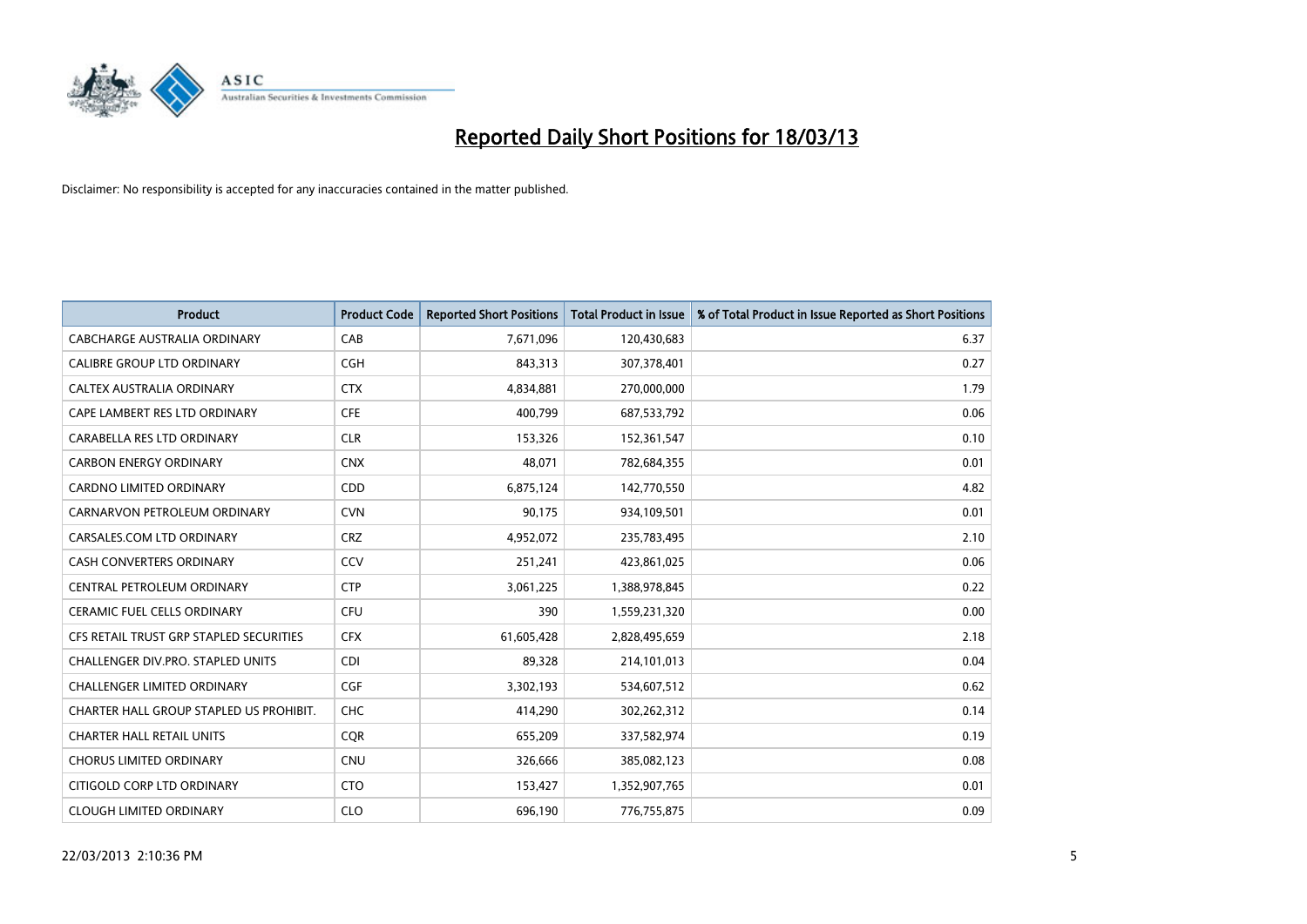# Reported Daily Short Positions for 18/03/13

Disclaimer: No responsibility is accepted for any inaccuracies contained in the matter published.

| Product | Product Code | Reported Short Positions | Total Product in Issue | % of Total Product in Issue Reported as Short Positions |
|---|---|---|---|---|
| CABCHARGE AUSTRALIA ORDINARY | CAB | 7,671,096 | 120,430,683 | 6.37 |
| CALIBRE GROUP LTD ORDINARY | CGH | 843,313 | 307,378,401 | 0.27 |
| CALTEX AUSTRALIA ORDINARY | CTX | 4,834,881 | 270,000,000 | 1.79 |
| CAPE LAMBERT RES LTD ORDINARY | CFE | 400,799 | 687,533,792 | 0.06 |
| CARABELLA RES LTD ORDINARY | CLR | 153,326 | 152,361,547 | 0.10 |
| CARBON ENERGY ORDINARY | CNX | 48,071 | 782,684,355 | 0.01 |
| CARDNO LIMITED ORDINARY | CDD | 6,875,124 | 142,770,550 | 4.82 |
| CARNARVON PETROLEUM ORDINARY | CVN | 90,175 | 934,109,501 | 0.01 |
| CARSALES.COM LTD ORDINARY | CRZ | 4,952,072 | 235,783,495 | 2.10 |
| CASH CONVERTERS ORDINARY | CCV | 251,241 | 423,861,025 | 0.06 |
| CENTRAL PETROLEUM ORDINARY | CTP | 3,061,225 | 1,388,978,845 | 0.22 |
| CERAMIC FUEL CELLS ORDINARY | CFU | 390 | 1,559,231,320 | 0.00 |
| CFS RETAIL TRUST GRP STAPLED SECURITIES | CFX | 61,605,428 | 2,828,495,659 | 2.18 |
| CHALLENGER DIV.PRO. STAPLED UNITS | CDI | 89,328 | 214,101,013 | 0.04 |
| CHALLENGER LIMITED ORDINARY | CGF | 3,302,193 | 534,607,512 | 0.62 |
| CHARTER HALL GROUP STAPLED US PROHIBIT. | CHC | 414,290 | 302,262,312 | 0.14 |
| CHARTER HALL RETAIL UNITS | CQR | 655,209 | 337,582,974 | 0.19 |
| CHORUS LIMITED ORDINARY | CNU | 326,666 | 385,082,123 | 0.08 |
| CITIGOLD CORP LTD ORDINARY | CTO | 153,427 | 1,352,907,765 | 0.01 |
| CLOUGH LIMITED ORDINARY | CLO | 696,190 | 776,755,875 | 0.09 |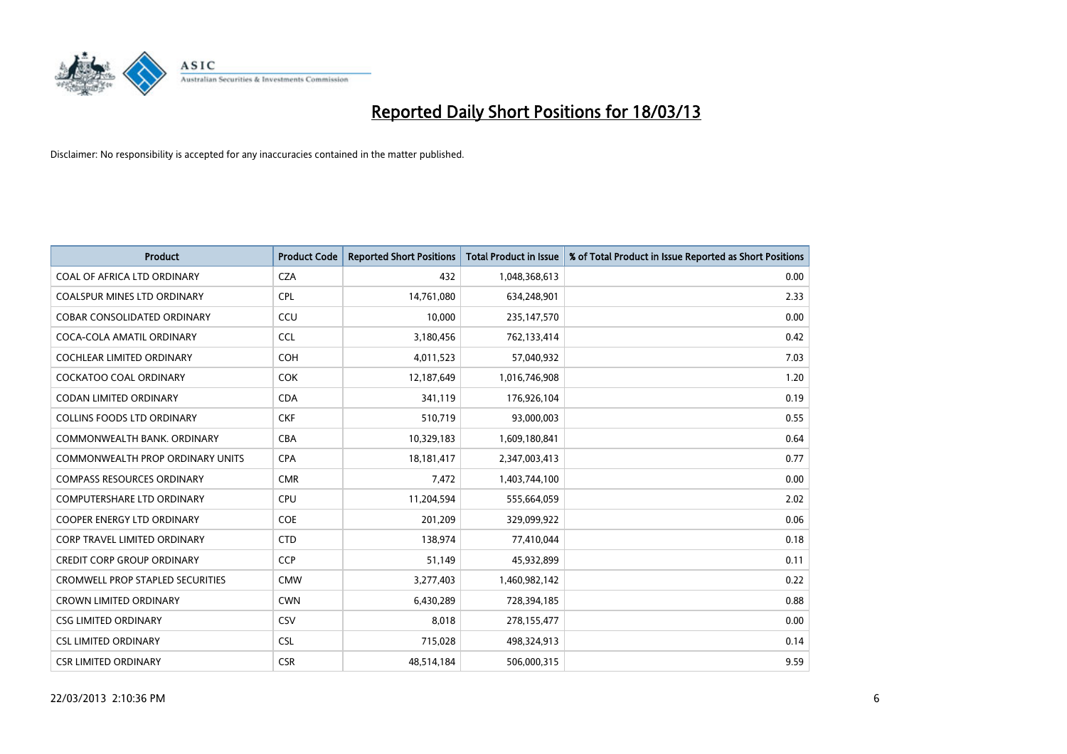# Reported Daily Short Positions for 18/03/13

Disclaimer: No responsibility is accepted for any inaccuracies contained in the matter published.

| Product | Product Code | Reported Short Positions | Total Product in Issue | % of Total Product in Issue Reported as Short Positions |
|---|---|---|---|---|
| COAL OF AFRICA LTD ORDINARY | CZA | 432 | 1,048,368,613 | 0.00 |
| COALSPUR MINES LTD ORDINARY | CPL | 14,761,080 | 634,248,901 | 2.33 |
| COBAR CONSOLIDATED ORDINARY | CCU | 10,000 | 235,147,570 | 0.00 |
| COCA-COLA AMATIL ORDINARY | CCL | 3,180,456 | 762,133,414 | 0.42 |
| COCHLEAR LIMITED ORDINARY | COH | 4,011,523 | 57,040,932 | 7.03 |
| COCKATOO COAL ORDINARY | COK | 12,187,649 | 1,016,746,908 | 1.20 |
| CODAN LIMITED ORDINARY | CDA | 341,119 | 176,926,104 | 0.19 |
| COLLINS FOODS LTD ORDINARY | CKF | 510,719 | 93,000,003 | 0.55 |
| COMMONWEALTH BANK. ORDINARY | CBA | 10,329,183 | 1,609,180,841 | 0.64 |
| COMMONWEALTH PROP ORDINARY UNITS | CPA | 18,181,417 | 2,347,003,413 | 0.77 |
| COMPASS RESOURCES ORDINARY | CMR | 7,472 | 1,403,744,100 | 0.00 |
| COMPUTERSHARE LTD ORDINARY | CPU | 11,204,594 | 555,664,059 | 2.02 |
| COOPER ENERGY LTD ORDINARY | COE | 201,209 | 329,099,922 | 0.06 |
| CORP TRAVEL LIMITED ORDINARY | CTD | 138,974 | 77,410,044 | 0.18 |
| CREDIT CORP GROUP ORDINARY | CCP | 51,149 | 45,932,899 | 0.11 |
| CROMWELL PROP STAPLED SECURITIES | CMW | 3,277,403 | 1,460,982,142 | 0.22 |
| CROWN LIMITED ORDINARY | CWN | 6,430,289 | 728,394,185 | 0.88 |
| CSG LIMITED ORDINARY | CSV | 8,018 | 278,155,477 | 0.00 |
| CSL LIMITED ORDINARY | CSL | 715,028 | 498,324,913 | 0.14 |
| CSR LIMITED ORDINARY | CSR | 48,514,184 | 506,000,315 | 9.59 |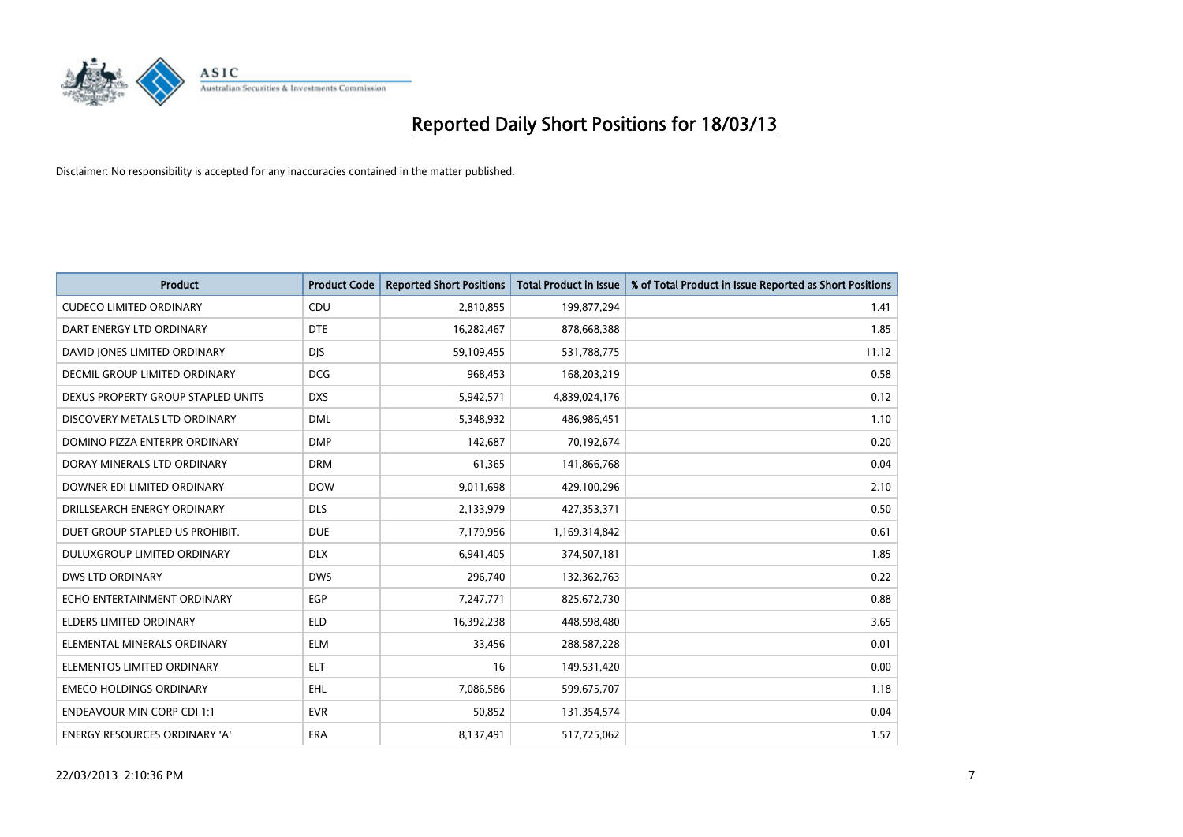# Reported Daily Short Positions for 18/03/13

Disclaimer: No responsibility is accepted for any inaccuracies contained in the matter published.

| Product | Product Code | Reported Short Positions | Total Product in Issue | % of Total Product in Issue Reported as Short Positions |
|---|---|---|---|---|
| CUDECO LIMITED ORDINARY | CDU | 2,810,855 | 199,877,294 | 1.41 |
| DART ENERGY LTD ORDINARY | DTE | 16,282,467 | 878,668,388 | 1.85 |
| DAVID JONES LIMITED ORDINARY | DJS | 59,109,455 | 531,788,775 | 11.12 |
| DECMIL GROUP LIMITED ORDINARY | DCG | 968,453 | 168,203,219 | 0.58 |
| DEXUS PROPERTY GROUP STAPLED UNITS | DXS | 5,942,571 | 4,839,024,176 | 0.12 |
| DISCOVERY METALS LTD ORDINARY | DML | 5,348,932 | 486,986,451 | 1.10 |
| DOMINO PIZZA ENTERPR ORDINARY | DMP | 142,687 | 70,192,674 | 0.20 |
| DORAY MINERALS LTD ORDINARY | DRM | 61,365 | 141,866,768 | 0.04 |
| DOWNER EDI LIMITED ORDINARY | DOW | 9,011,698 | 429,100,296 | 2.10 |
| DRILLSEARCH ENERGY ORDINARY | DLS | 2,133,979 | 427,353,371 | 0.50 |
| DUET GROUP STAPLED US PROHIBIT. | DUE | 7,179,956 | 1,169,314,842 | 0.61 |
| DULUXGROUP LIMITED ORDINARY | DLX | 6,941,405 | 374,507,181 | 1.85 |
| DWS LTD ORDINARY | DWS | 296,740 | 132,362,763 | 0.22 |
| ECHO ENTERTAINMENT ORDINARY | EGP | 7,247,771 | 825,672,730 | 0.88 |
| ELDERS LIMITED ORDINARY | ELD | 16,392,238 | 448,598,480 | 3.65 |
| ELEMENTAL MINERALS ORDINARY | ELM | 33,456 | 288,587,228 | 0.01 |
| ELEMENTOS LIMITED ORDINARY | ELT | 16 | 149,531,420 | 0.00 |
| EMECO HOLDINGS ORDINARY | EHL | 7,086,586 | 599,675,707 | 1.18 |
| ENDEAVOUR MIN CORP CDI 1:1 | EVR | 50,852 | 131,354,574 | 0.04 |
| ENERGY RESOURCES ORDINARY 'A' | ERA | 8,137,491 | 517,725,062 | 1.57 |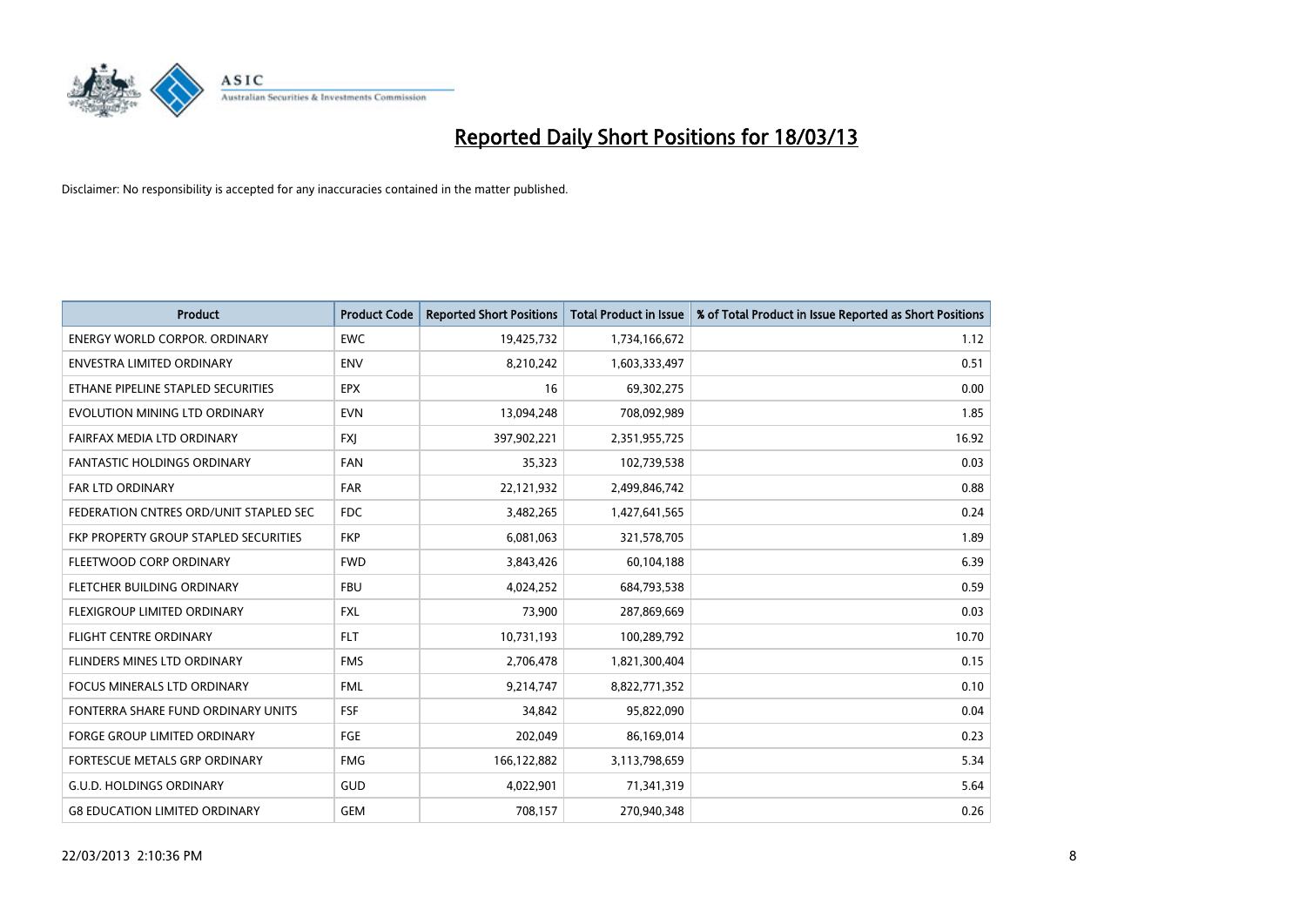# Reported Daily Short Positions for 18/03/13

Disclaimer: No responsibility is accepted for any inaccuracies contained in the matter published.

| Product | Product Code | Reported Short Positions | Total Product in Issue | % of Total Product in Issue Reported as Short Positions |
|---|---|---|---|---|
| ENERGY WORLD CORPOR. ORDINARY | EWC | 19,425,732 | 1,734,166,672 | 1.12 |
| ENVESTRA LIMITED ORDINARY | ENV | 8,210,242 | 1,603,333,497 | 0.51 |
| ETHANE PIPELINE STAPLED SECURITIES | EPX | 16 | 69,302,275 | 0.00 |
| EVOLUTION MINING LTD ORDINARY | EVN | 13,094,248 | 708,092,989 | 1.85 |
| FAIRFAX MEDIA LTD ORDINARY | FXJ | 397,902,221 | 2,351,955,725 | 16.92 |
| FANTASTIC HOLDINGS ORDINARY | FAN | 35,323 | 102,739,538 | 0.03 |
| FAR LTD ORDINARY | FAR | 22,121,932 | 2,499,846,742 | 0.88 |
| FEDERATION CNTRES ORD/UNIT STAPLED SEC | FDC | 3,482,265 | 1,427,641,565 | 0.24 |
| FKP PROPERTY GROUP STAPLED SECURITIES | FKP | 6,081,063 | 321,578,705 | 1.89 |
| FLEETWOOD CORP ORDINARY | FWD | 3,843,426 | 60,104,188 | 6.39 |
| FLETCHER BUILDING ORDINARY | FBU | 4,024,252 | 684,793,538 | 0.59 |
| FLEXIGROUP LIMITED ORDINARY | FXL | 73,900 | 287,869,669 | 0.03 |
| FLIGHT CENTRE ORDINARY | FLT | 10,731,193 | 100,289,792 | 10.70 |
| FLINDERS MINES LTD ORDINARY | FMS | 2,706,478 | 1,821,300,404 | 0.15 |
| FOCUS MINERALS LTD ORDINARY | FML | 9,214,747 | 8,822,771,352 | 0.10 |
| FONTERRA SHARE FUND ORDINARY UNITS | FSF | 34,842 | 95,822,090 | 0.04 |
| FORGE GROUP LIMITED ORDINARY | FGE | 202,049 | 86,169,014 | 0.23 |
| FORTESCUE METALS GRP ORDINARY | FMG | 166,122,882 | 3,113,798,659 | 5.34 |
| G.U.D. HOLDINGS ORDINARY | GUD | 4,022,901 | 71,341,319 | 5.64 |
| G8 EDUCATION LIMITED ORDINARY | GEM | 708,157 | 270,940,348 | 0.26 |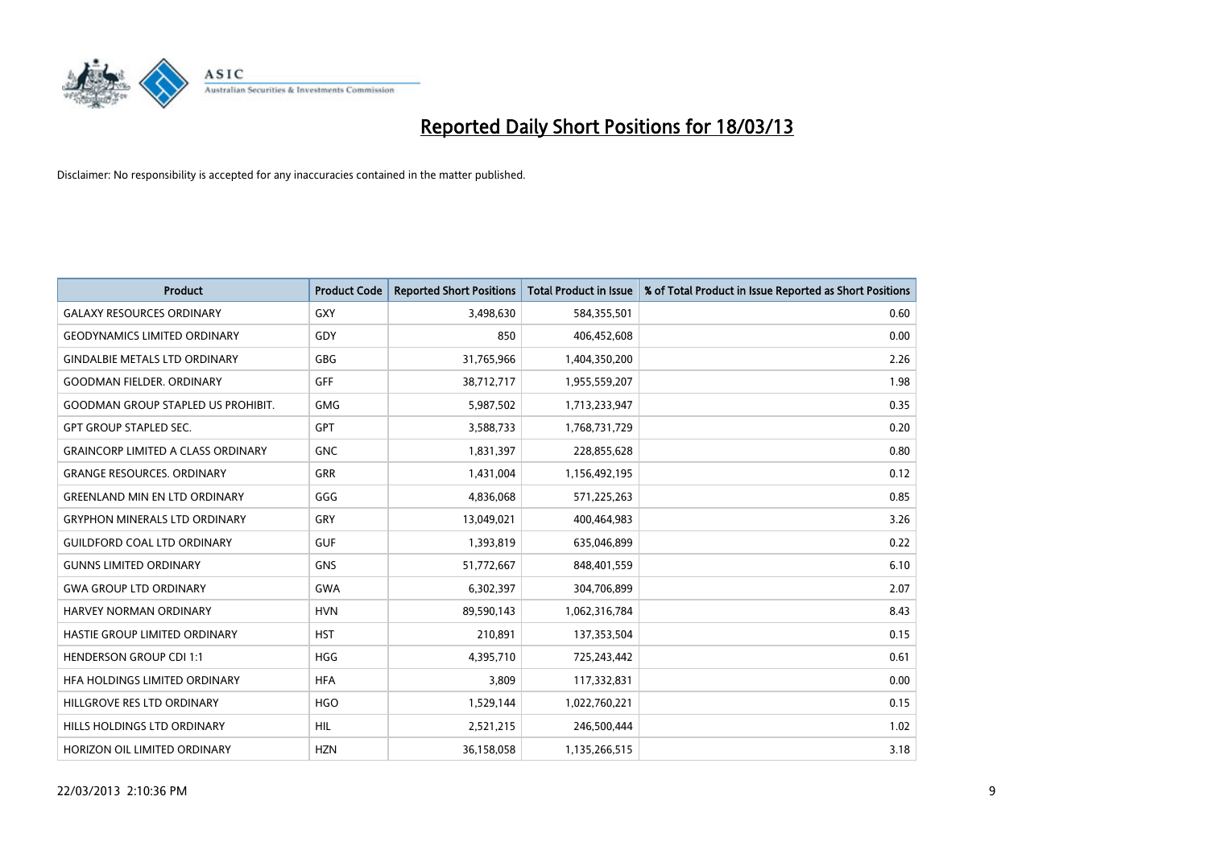# Reported Daily Short Positions for 18/03/13

Disclaimer: No responsibility is accepted for any inaccuracies contained in the matter published.

| Product | Product Code | Reported Short Positions | Total Product in Issue | % of Total Product in Issue Reported as Short Positions |
| --- | --- | --- | --- | --- |
| GALAXY RESOURCES ORDINARY | GXY | 3,498,630 | 584,355,501 | 0.60 |
| GEODYNAMICS LIMITED ORDINARY | GDY | 850 | 406,452,608 | 0.00 |
| GINDALBIE METALS LTD ORDINARY | GBG | 31,765,966 | 1,404,350,200 | 2.26 |
| GOODMAN FIELDER. ORDINARY | GFF | 38,712,717 | 1,955,559,207 | 1.98 |
| GOODMAN GROUP STAPLED US PROHIBIT. | GMG | 5,987,502 | 1,713,233,947 | 0.35 |
| GPT GROUP STAPLED SEC. | GPT | 3,588,733 | 1,768,731,729 | 0.20 |
| GRAINCORP LIMITED A CLASS ORDINARY | GNC | 1,831,397 | 228,855,628 | 0.80 |
| GRANGE RESOURCES. ORDINARY | GRR | 1,431,004 | 1,156,492,195 | 0.12 |
| GREENLAND MIN EN LTD ORDINARY | GGG | 4,836,068 | 571,225,263 | 0.85 |
| GRYPHON MINERALS LTD ORDINARY | GRY | 13,049,021 | 400,464,983 | 3.26 |
| GUILDFORD COAL LTD ORDINARY | GUF | 1,393,819 | 635,046,899 | 0.22 |
| GUNNS LIMITED ORDINARY | GNS | 51,772,667 | 848,401,559 | 6.10 |
| GWA GROUP LTD ORDINARY | GWA | 6,302,397 | 304,706,899 | 2.07 |
| HARVEY NORMAN ORDINARY | HVN | 89,590,143 | 1,062,316,784 | 8.43 |
| HASTIE GROUP LIMITED ORDINARY | HST | 210,891 | 137,353,504 | 0.15 |
| HENDERSON GROUP CDI 1:1 | HGG | 4,395,710 | 725,243,442 | 0.61 |
| HFA HOLDINGS LIMITED ORDINARY | HFA | 3,809 | 117,332,831 | 0.00 |
| HILLGROVE RES LTD ORDINARY | HGO | 1,529,144 | 1,022,760,221 | 0.15 |
| HILLS HOLDINGS LTD ORDINARY | HIL | 2,521,215 | 246,500,444 | 1.02 |
| HORIZON OIL LIMITED ORDINARY | HZN | 36,158,058 | 1,135,266,515 | 3.18 |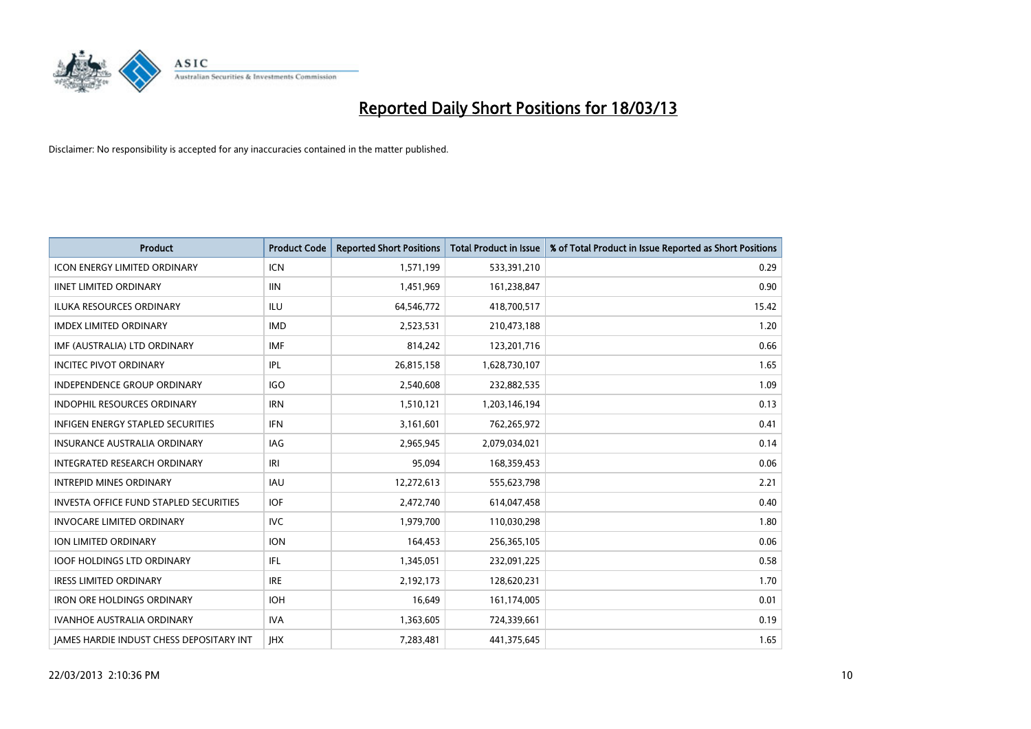# Reported Daily Short Positions for 18/03/13

Disclaimer: No responsibility is accepted for any inaccuracies contained in the matter published.

| Product | Product Code | Reported Short Positions | Total Product in Issue | % of Total Product in Issue Reported as Short Positions |
|---|---|---|---|---|
| ICON ENERGY LIMITED ORDINARY | ICN | 1,571,199 | 533,391,210 | 0.29 |
| IINET LIMITED ORDINARY | IIN | 1,451,969 | 161,238,847 | 0.90 |
| ILUKA RESOURCES ORDINARY | ILU | 64,546,772 | 418,700,517 | 15.42 |
| IMDEX LIMITED ORDINARY | IMD | 2,523,531 | 210,473,188 | 1.20 |
| IMF (AUSTRALIA) LTD ORDINARY | IMF | 814,242 | 123,201,716 | 0.66 |
| INCITEC PIVOT ORDINARY | IPL | 26,815,158 | 1,628,730,107 | 1.65 |
| INDEPENDENCE GROUP ORDINARY | IGO | 2,540,608 | 232,882,535 | 1.09 |
| INDOPHIL RESOURCES ORDINARY | IRN | 1,510,121 | 1,203,146,194 | 0.13 |
| INFIGEN ENERGY STAPLED SECURITIES | IFN | 3,161,601 | 762,265,972 | 0.41 |
| INSURANCE AUSTRALIA ORDINARY | IAG | 2,965,945 | 2,079,034,021 | 0.14 |
| INTEGRATED RESEARCH ORDINARY | IRI | 95,094 | 168,359,453 | 0.06 |
| INTREPID MINES ORDINARY | IAU | 12,272,613 | 555,623,798 | 2.21 |
| INVESTA OFFICE FUND STAPLED SECURITIES | IOF | 2,472,740 | 614,047,458 | 0.40 |
| INVOCARE LIMITED ORDINARY | IVC | 1,979,700 | 110,030,298 | 1.80 |
| ION LIMITED ORDINARY | ION | 164,453 | 256,365,105 | 0.06 |
| IOOF HOLDINGS LTD ORDINARY | IFL | 1,345,051 | 232,091,225 | 0.58 |
| IRESS LIMITED ORDINARY | IRE | 2,192,173 | 128,620,231 | 1.70 |
| IRON ORE HOLDINGS ORDINARY | IOH | 16,649 | 161,174,005 | 0.01 |
| IVANHOE AUSTRALIA ORDINARY | IVA | 1,363,605 | 724,339,661 | 0.19 |
| JAMES HARDIE INDUST CHESS DEPOSITARY INT | JHX | 7,283,481 | 441,375,645 | 1.65 |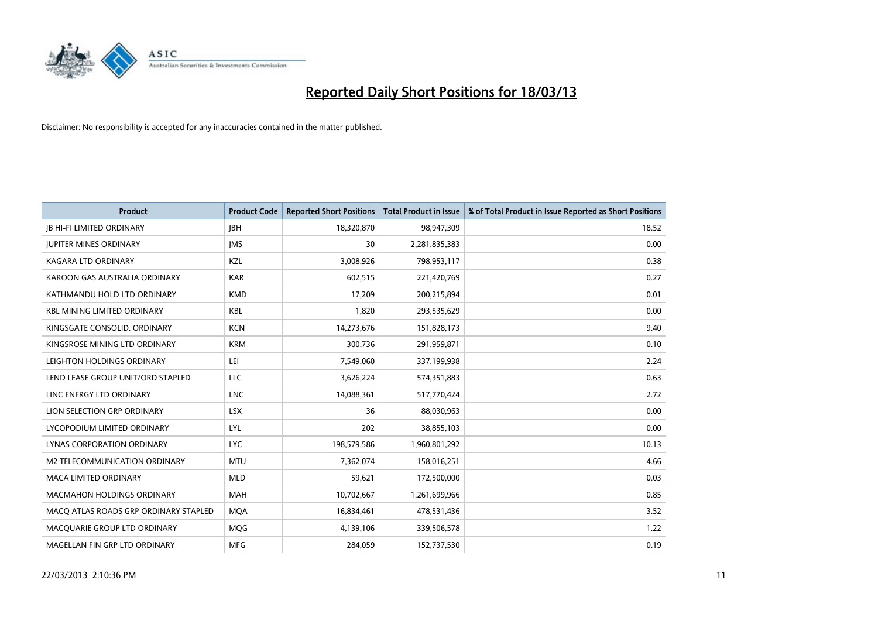# Reported Daily Short Positions for 18/03/13

Disclaimer: No responsibility is accepted for any inaccuracies contained in the matter published.

| Product | Product Code | Reported Short Positions | Total Product in Issue | % of Total Product in Issue Reported as Short Positions |
|---|---|---|---|---|
| JB HI-FI LIMITED ORDINARY | JBH | 18,320,870 | 98,947,309 | 18.52 |
| JUPITER MINES ORDINARY | JMS | 30 | 2,281,835,383 | 0.00 |
| KAGARA LTD ORDINARY | KZL | 3,008,926 | 798,953,117 | 0.38 |
| KAROON GAS AUSTRALIA ORDINARY | KAR | 602,515 | 221,420,769 | 0.27 |
| KATHMANDU HOLD LTD ORDINARY | KMD | 17,209 | 200,215,894 | 0.01 |
| KBL MINING LIMITED ORDINARY | KBL | 1,820 | 293,535,629 | 0.00 |
| KINGSGATE CONSOLID. ORDINARY | KCN | 14,273,676 | 151,828,173 | 9.40 |
| KINGSROSE MINING LTD ORDINARY | KRM | 300,736 | 291,959,871 | 0.10 |
| LEIGHTON HOLDINGS ORDINARY | LEI | 7,549,060 | 337,199,938 | 2.24 |
| LEND LEASE GROUP UNIT/ORD STAPLED | LLC | 3,626,224 | 574,351,883 | 0.63 |
| LINC ENERGY LTD ORDINARY | LNC | 14,088,361 | 517,770,424 | 2.72 |
| LION SELECTION GRP ORDINARY | LSX | 36 | 88,030,963 | 0.00 |
| LYCOPODIUM LIMITED ORDINARY | LYL | 202 | 38,855,103 | 0.00 |
| LYNAS CORPORATION ORDINARY | LYC | 198,579,586 | 1,960,801,292 | 10.13 |
| M2 TELECOMMUNICATION ORDINARY | MTU | 7,362,074 | 158,016,251 | 4.66 |
| MACA LIMITED ORDINARY | MLD | 59,621 | 172,500,000 | 0.03 |
| MACMAHON HOLDINGS ORDINARY | MAH | 10,702,667 | 1,261,699,966 | 0.85 |
| MACQ ATLAS ROADS GRP ORDINARY STAPLED | MQA | 16,834,461 | 478,531,436 | 3.52 |
| MACQUARIE GROUP LTD ORDINARY | MQG | 4,139,106 | 339,506,578 | 1.22 |
| MAGELLAN FIN GRP LTD ORDINARY | MFG | 284,059 | 152,737,530 | 0.19 |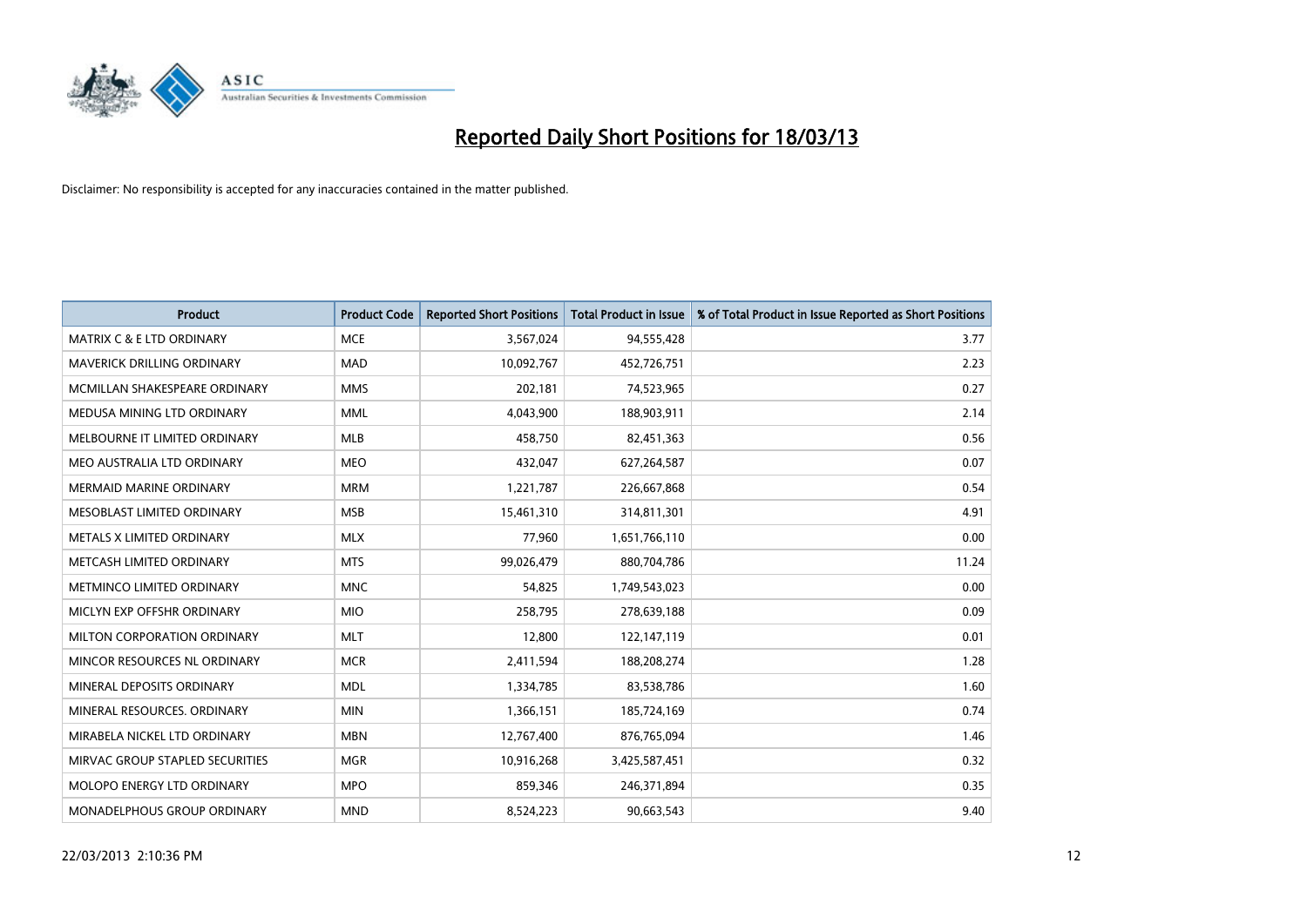# Reported Daily Short Positions for 18/03/13

Disclaimer: No responsibility is accepted for any inaccuracies contained in the matter published.

| Product | Product Code | Reported Short Positions | Total Product in Issue | % of Total Product in Issue Reported as Short Positions |
|---|---|---|---|---|
| MATRIX C & E LTD ORDINARY | MCE | 3,567,024 | 94,555,428 | 3.77 |
| MAVERICK DRILLING ORDINARY | MAD | 10,092,767 | 452,726,751 | 2.23 |
| MCMILLAN SHAKESPEARE ORDINARY | MMS | 202,181 | 74,523,965 | 0.27 |
| MEDUSA MINING LTD ORDINARY | MML | 4,043,900 | 188,903,911 | 2.14 |
| MELBOURNE IT LIMITED ORDINARY | MLB | 458,750 | 82,451,363 | 0.56 |
| MEO AUSTRALIA LTD ORDINARY | MEO | 432,047 | 627,264,587 | 0.07 |
| MERMAID MARINE ORDINARY | MRM | 1,221,787 | 226,667,868 | 0.54 |
| MESOBLAST LIMITED ORDINARY | MSB | 15,461,310 | 314,811,301 | 4.91 |
| METALS X LIMITED ORDINARY | MLX | 77,960 | 1,651,766,110 | 0.00 |
| METCASH LIMITED ORDINARY | MTS | 99,026,479 | 880,704,786 | 11.24 |
| METMINCO LIMITED ORDINARY | MNC | 54,825 | 1,749,543,023 | 0.00 |
| MICLYN EXP OFFSHR ORDINARY | MIO | 258,795 | 278,639,188 | 0.09 |
| MILTON CORPORATION ORDINARY | MLT | 12,800 | 122,147,119 | 0.01 |
| MINCOR RESOURCES NL ORDINARY | MCR | 2,411,594 | 188,208,274 | 1.28 |
| MINERAL DEPOSITS ORDINARY | MDL | 1,334,785 | 83,538,786 | 1.60 |
| MINERAL RESOURCES. ORDINARY | MIN | 1,366,151 | 185,724,169 | 0.74 |
| MIRABELA NICKEL LTD ORDINARY | MBN | 12,767,400 | 876,765,094 | 1.46 |
| MIRVAC GROUP STAPLED SECURITIES | MGR | 10,916,268 | 3,425,587,451 | 0.32 |
| MOLOPO ENERGY LTD ORDINARY | MPO | 859,346 | 246,371,894 | 0.35 |
| MONADELPHOUS GROUP ORDINARY | MND | 8,524,223 | 90,663,543 | 9.40 |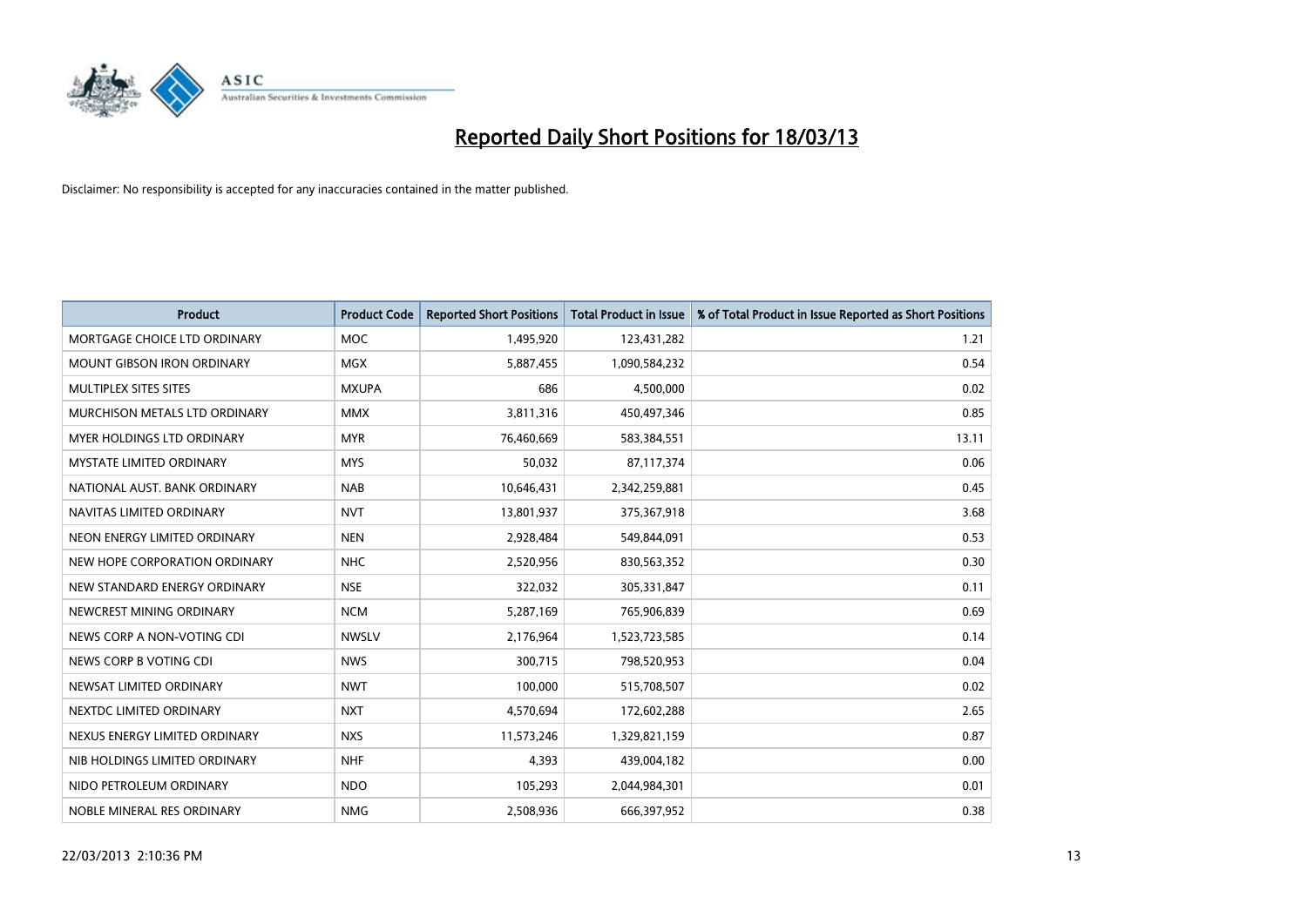# Reported Daily Short Positions for 18/03/13

Disclaimer: No responsibility is accepted for any inaccuracies contained in the matter published.

| Product | Product Code | Reported Short Positions | Total Product in Issue | % of Total Product in Issue Reported as Short Positions |
|---|---|---|---|---|
| MORTGAGE CHOICE LTD ORDINARY | MOC | 1,495,920 | 123,431,282 | 1.21 |
| MOUNT GIBSON IRON ORDINARY | MGX | 5,887,455 | 1,090,584,232 | 0.54 |
| MULTIPLEX SITES SITES | MXUPA | 686 | 4,500,000 | 0.02 |
| MURCHISON METALS LTD ORDINARY | MMX | 3,811,316 | 450,497,346 | 0.85 |
| MYER HOLDINGS LTD ORDINARY | MYR | 76,460,669 | 583,384,551 | 13.11 |
| MYSTATE LIMITED ORDINARY | MYS | 50,032 | 87,117,374 | 0.06 |
| NATIONAL AUST. BANK ORDINARY | NAB | 10,646,431 | 2,342,259,881 | 0.45 |
| NAVITAS LIMITED ORDINARY | NVT | 13,801,937 | 375,367,918 | 3.68 |
| NEON ENERGY LIMITED ORDINARY | NEN | 2,928,484 | 549,844,091 | 0.53 |
| NEW HOPE CORPORATION ORDINARY | NHC | 2,520,956 | 830,563,352 | 0.30 |
| NEW STANDARD ENERGY ORDINARY | NSE | 322,032 | 305,331,847 | 0.11 |
| NEWCREST MINING ORDINARY | NCM | 5,287,169 | 765,906,839 | 0.69 |
| NEWS CORP A NON-VOTING CDI | NWSLV | 2,176,964 | 1,523,723,585 | 0.14 |
| NEWS CORP B VOTING CDI | NWS | 300,715 | 798,520,953 | 0.04 |
| NEWSAT LIMITED ORDINARY | NWT | 100,000 | 515,708,507 | 0.02 |
| NEXTDC LIMITED ORDINARY | NXT | 4,570,694 | 172,602,288 | 2.65 |
| NEXUS ENERGY LIMITED ORDINARY | NXS | 11,573,246 | 1,329,821,159 | 0.87 |
| NIB HOLDINGS LIMITED ORDINARY | NHF | 4,393 | 439,004,182 | 0.00 |
| NIDO PETROLEUM ORDINARY | NDO | 105,293 | 2,044,984,301 | 0.01 |
| NOBLE MINERAL RES ORDINARY | NMG | 2,508,936 | 666,397,952 | 0.38 |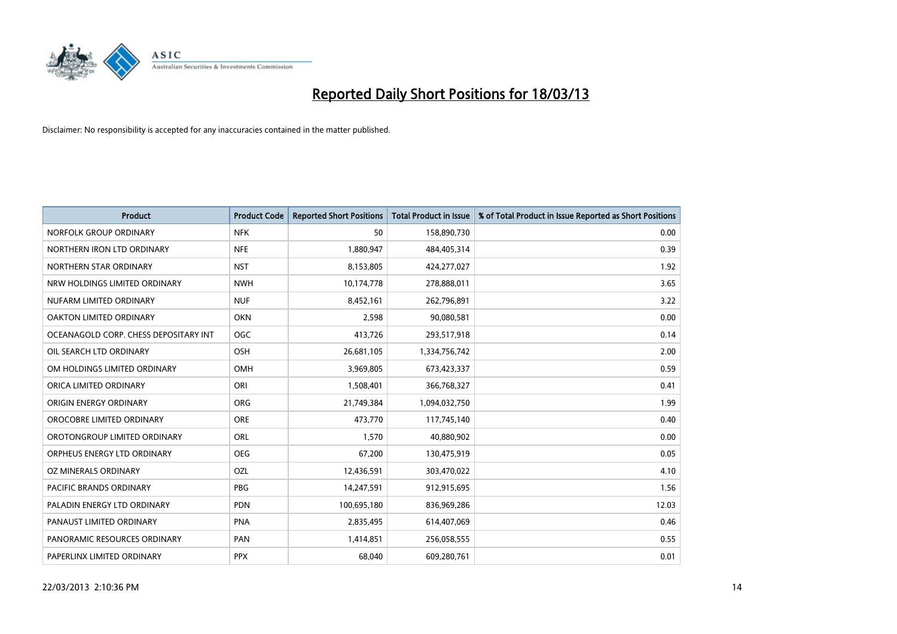# Reported Daily Short Positions for 18/03/13

Disclaimer: No responsibility is accepted for any inaccuracies contained in the matter published.

| Product | Product Code | Reported Short Positions | Total Product in Issue | % of Total Product in Issue Reported as Short Positions |
|---|---|---|---|---|
| NORFOLK GROUP ORDINARY | NFK | 50 | 158,890,730 | 0.00 |
| NORTHERN IRON LTD ORDINARY | NFE | 1,880,947 | 484,405,314 | 0.39 |
| NORTHERN STAR ORDINARY | NST | 8,153,805 | 424,277,027 | 1.92 |
| NRW HOLDINGS LIMITED ORDINARY | NWH | 10,174,778 | 278,888,011 | 3.65 |
| NUFARM LIMITED ORDINARY | NUF | 8,452,161 | 262,796,891 | 3.22 |
| OAKTON LIMITED ORDINARY | OKN | 2,598 | 90,080,581 | 0.00 |
| OCEANAGOLD CORP. CHESS DEPOSITARY INT | OGC | 413,726 | 293,517,918 | 0.14 |
| OIL SEARCH LTD ORDINARY | OSH | 26,681,105 | 1,334,756,742 | 2.00 |
| OM HOLDINGS LIMITED ORDINARY | OMH | 3,969,805 | 673,423,337 | 0.59 |
| ORICA LIMITED ORDINARY | ORI | 1,508,401 | 366,768,327 | 0.41 |
| ORIGIN ENERGY ORDINARY | ORG | 21,749,384 | 1,094,032,750 | 1.99 |
| OROCOBRE LIMITED ORDINARY | ORE | 473,770 | 117,745,140 | 0.40 |
| OROTONGROUP LIMITED ORDINARY | ORL | 1,570 | 40,880,902 | 0.00 |
| ORPHEUS ENERGY LTD ORDINARY | OEG | 67,200 | 130,475,919 | 0.05 |
| OZ MINERALS ORDINARY | OZL | 12,436,591 | 303,470,022 | 4.10 |
| PACIFIC BRANDS ORDINARY | PBG | 14,247,591 | 912,915,695 | 1.56 |
| PALADIN ENERGY LTD ORDINARY | PDN | 100,695,180 | 836,969,286 | 12.03 |
| PANAUST LIMITED ORDINARY | PNA | 2,835,495 | 614,407,069 | 0.46 |
| PANORAMIC RESOURCES ORDINARY | PAN | 1,414,851 | 256,058,555 | 0.55 |
| PAPERLINX LIMITED ORDINARY | PPX | 68,040 | 609,280,761 | 0.01 |

22/03/2013 2:10:36 PM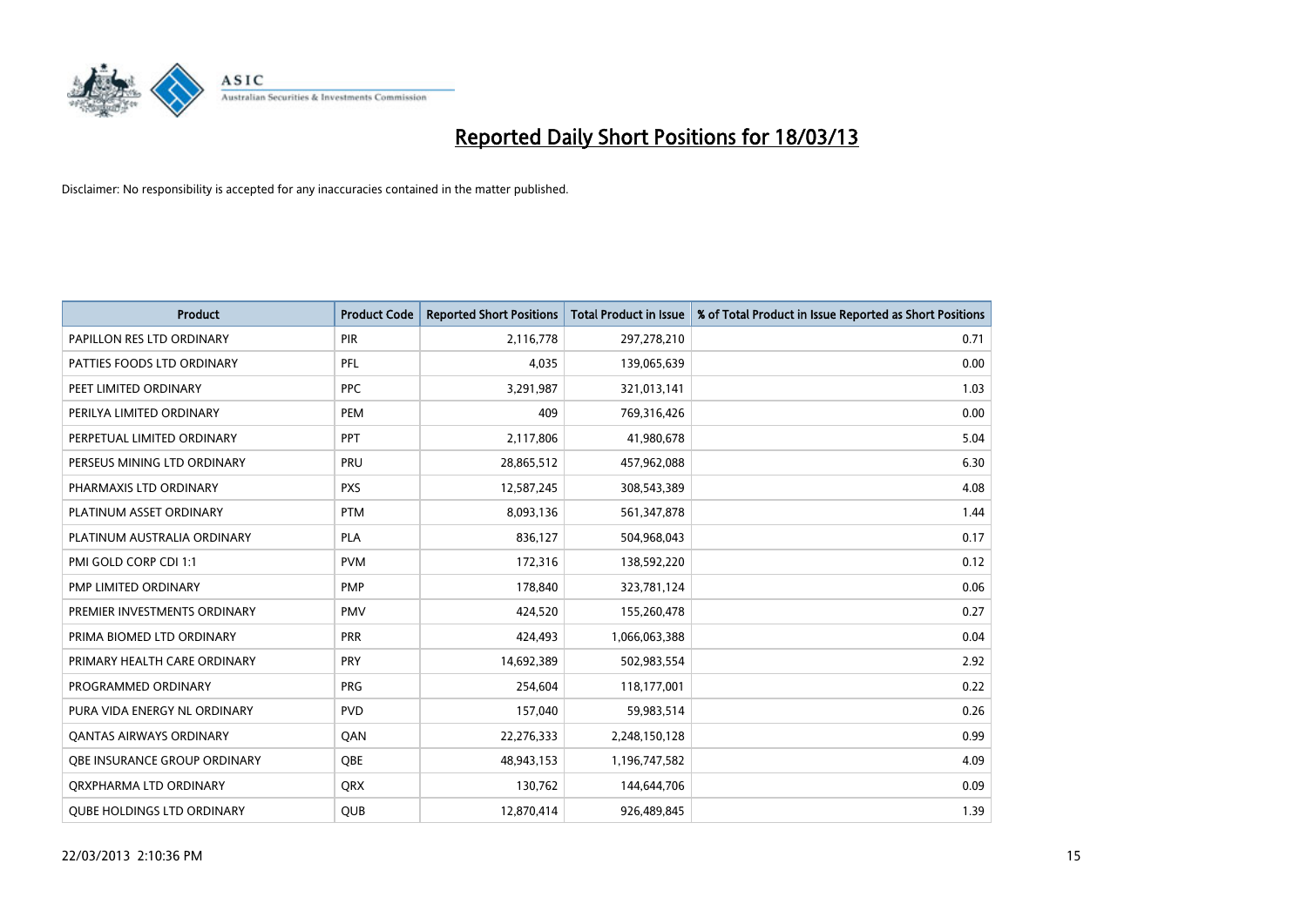# Reported Daily Short Positions for 18/03/13

Disclaimer: No responsibility is accepted for any inaccuracies contained in the matter published.

| Product | Product Code | Reported Short Positions | Total Product in Issue | % of Total Product in Issue Reported as Short Positions |
|---|---|---|---|---|
| PAPILLON RES LTD ORDINARY | PIR | 2,116,778 | 297,278,210 | 0.71 |
| PATTIES FOODS LTD ORDINARY | PFL | 4,035 | 139,065,639 | 0.00 |
| PEET LIMITED ORDINARY | PPC | 3,291,987 | 321,013,141 | 1.03 |
| PERILYA LIMITED ORDINARY | PEM | 409 | 769,316,426 | 0.00 |
| PERPETUAL LIMITED ORDINARY | PPT | 2,117,806 | 41,980,678 | 5.04 |
| PERSEUS MINING LTD ORDINARY | PRU | 28,865,512 | 457,962,088 | 6.30 |
| PHARMAXIS LTD ORDINARY | PXS | 12,587,245 | 308,543,389 | 4.08 |
| PLATINUM ASSET ORDINARY | PTM | 8,093,136 | 561,347,878 | 1.44 |
| PLATINUM AUSTRALIA ORDINARY | PLA | 836,127 | 504,968,043 | 0.17 |
| PMI GOLD CORP CDI 1:1 | PVM | 172,316 | 138,592,220 | 0.12 |
| PMP LIMITED ORDINARY | PMP | 178,840 | 323,781,124 | 0.06 |
| PREMIER INVESTMENTS ORDINARY | PMV | 424,520 | 155,260,478 | 0.27 |
| PRIMA BIOMED LTD ORDINARY | PRR | 424,493 | 1,066,063,388 | 0.04 |
| PRIMARY HEALTH CARE ORDINARY | PRY | 14,692,389 | 502,983,554 | 2.92 |
| PROGRAMMED ORDINARY | PRG | 254,604 | 118,177,001 | 0.22 |
| PURA VIDA ENERGY NL ORDINARY | PVD | 157,040 | 59,983,514 | 0.26 |
| QANTAS AIRWAYS ORDINARY | QAN | 22,276,333 | 2,248,150,128 | 0.99 |
| QBE INSURANCE GROUP ORDINARY | QBE | 48,943,153 | 1,196,747,582 | 4.09 |
| QRXPHARMA LTD ORDINARY | QRX | 130,762 | 144,644,706 | 0.09 |
| QUBE HOLDINGS LTD ORDINARY | QUB | 12,870,414 | 926,489,845 | 1.39 |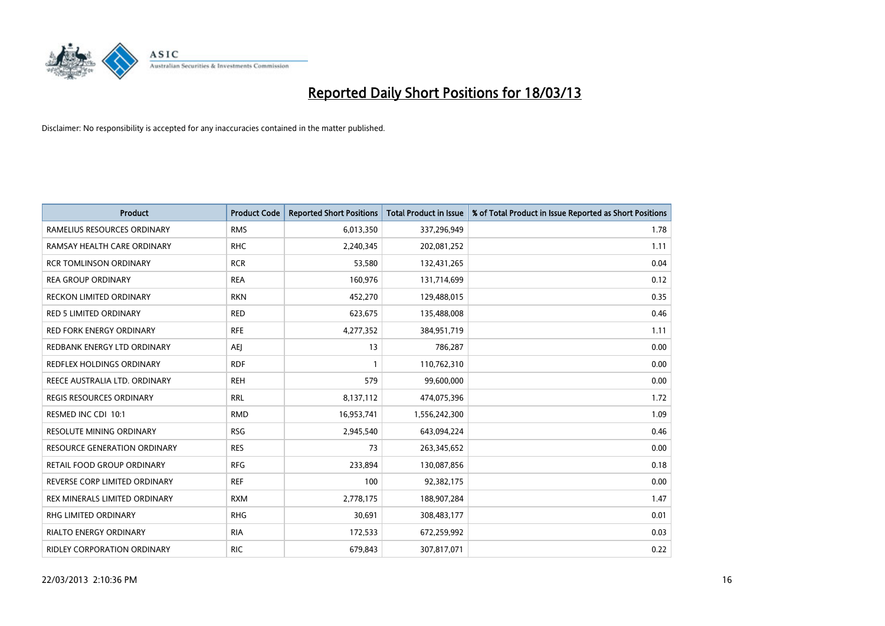# Reported Daily Short Positions for 18/03/13

Disclaimer: No responsibility is accepted for any inaccuracies contained in the matter published.

| Product | Product Code | Reported Short Positions | Total Product in Issue | % of Total Product in Issue Reported as Short Positions |
|---|---|---|---|---|
| RAMELIUS RESOURCES ORDINARY | RMS | 6,013,350 | 337,296,949 | 1.78 |
| RAMSAY HEALTH CARE ORDINARY | RHC | 2,240,345 | 202,081,252 | 1.11 |
| RCR TOMLINSON ORDINARY | RCR | 53,580 | 132,431,265 | 0.04 |
| REA GROUP ORDINARY | REA | 160,976 | 131,714,699 | 0.12 |
| RECKON LIMITED ORDINARY | RKN | 452,270 | 129,488,015 | 0.35 |
| RED 5 LIMITED ORDINARY | RED | 623,675 | 135,488,008 | 0.46 |
| RED FORK ENERGY ORDINARY | RFE | 4,277,352 | 384,951,719 | 1.11 |
| REDBANK ENERGY LTD ORDINARY | AEJ | 13 | 786,287 | 0.00 |
| REDFLEX HOLDINGS ORDINARY | RDF | 1 | 110,762,310 | 0.00 |
| REECE AUSTRALIA LTD. ORDINARY | REH | 579 | 99,600,000 | 0.00 |
| REGIS RESOURCES ORDINARY | RRL | 8,137,112 | 474,075,396 | 1.72 |
| RESMED INC CDI 10:1 | RMD | 16,953,741 | 1,556,242,300 | 1.09 |
| RESOLUTE MINING ORDINARY | RSG | 2,945,540 | 643,094,224 | 0.46 |
| RESOURCE GENERATION ORDINARY | RES | 73 | 263,345,652 | 0.00 |
| RETAIL FOOD GROUP ORDINARY | RFG | 233,894 | 130,087,856 | 0.18 |
| REVERSE CORP LIMITED ORDINARY | REF | 100 | 92,382,175 | 0.00 |
| REX MINERALS LIMITED ORDINARY | RXM | 2,778,175 | 188,907,284 | 1.47 |
| RHG LIMITED ORDINARY | RHG | 30,691 | 308,483,177 | 0.01 |
| RIALTO ENERGY ORDINARY | RIA | 172,533 | 672,259,992 | 0.03 |
| RIDLEY CORPORATION ORDINARY | RIC | 679,843 | 307,817,071 | 0.22 |

22/03/2013 2:10:36 PM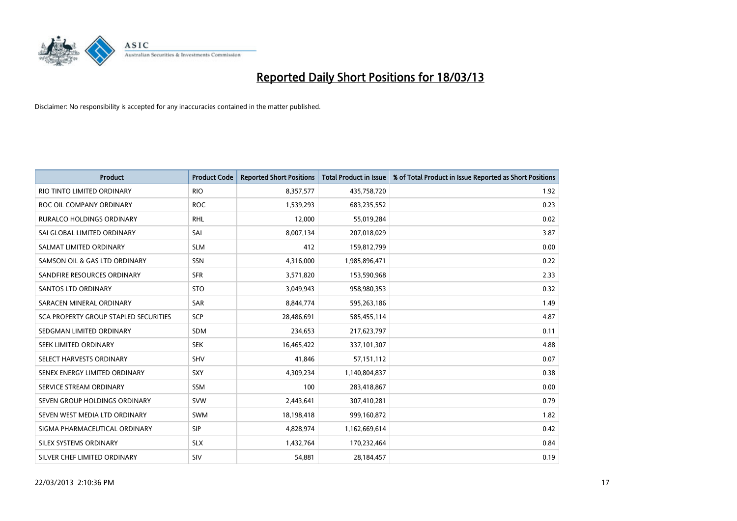# Reported Daily Short Positions for 18/03/13

Disclaimer: No responsibility is accepted for any inaccuracies contained in the matter published.

| Product | Product Code | Reported Short Positions | Total Product in Issue | % of Total Product in Issue Reported as Short Positions |
|---|---|---|---|---|
| RIO TINTO LIMITED ORDINARY | RIO | 8,357,577 | 435,758,720 | 1.92 |
| ROC OIL COMPANY ORDINARY | ROC | 1,539,293 | 683,235,552 | 0.23 |
| RURALCO HOLDINGS ORDINARY | RHL | 12,000 | 55,019,284 | 0.02 |
| SAI GLOBAL LIMITED ORDINARY | SAI | 8,007,134 | 207,018,029 | 3.87 |
| SALMAT LIMITED ORDINARY | SLM | 412 | 159,812,799 | 0.00 |
| SAMSON OIL & GAS LTD ORDINARY | SSN | 4,316,000 | 1,985,896,471 | 0.22 |
| SANDFIRE RESOURCES ORDINARY | SFR | 3,571,820 | 153,590,968 | 2.33 |
| SANTOS LTD ORDINARY | STO | 3,049,943 | 958,980,353 | 0.32 |
| SARACEN MINERAL ORDINARY | SAR | 8,844,774 | 595,263,186 | 1.49 |
| SCA PROPERTY GROUP STAPLED SECURITIES | SCP | 28,486,691 | 585,455,114 | 4.87 |
| SEDGMAN LIMITED ORDINARY | SDM | 234,653 | 217,623,797 | 0.11 |
| SEEK LIMITED ORDINARY | SEK | 16,465,422 | 337,101,307 | 4.88 |
| SELECT HARVESTS ORDINARY | SHV | 41,846 | 57,151,112 | 0.07 |
| SENEX ENERGY LIMITED ORDINARY | SXY | 4,309,234 | 1,140,804,837 | 0.38 |
| SERVICE STREAM ORDINARY | SSM | 100 | 283,418,867 | 0.00 |
| SEVEN GROUP HOLDINGS ORDINARY | SVW | 2,443,641 | 307,410,281 | 0.79 |
| SEVEN WEST MEDIA LTD ORDINARY | SWM | 18,198,418 | 999,160,872 | 1.82 |
| SIGMA PHARMACEUTICAL ORDINARY | SIP | 4,828,974 | 1,162,669,614 | 0.42 |
| SILEX SYSTEMS ORDINARY | SLX | 1,432,764 | 170,232,464 | 0.84 |
| SILVER CHEF LIMITED ORDINARY | SIV | 54,881 | 28,184,457 | 0.19 |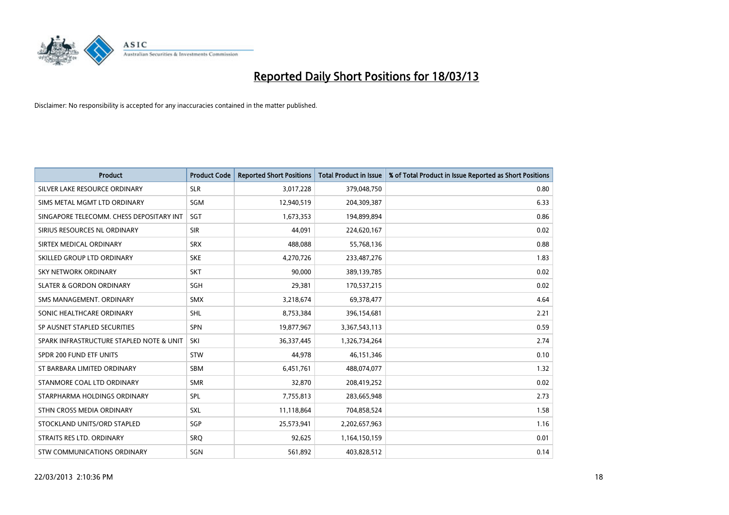# Reported Daily Short Positions for 18/03/13

Disclaimer: No responsibility is accepted for any inaccuracies contained in the matter published.

| Product | Product Code | Reported Short Positions | Total Product in Issue | % of Total Product in Issue Reported as Short Positions |
|---|---|---|---|---|
| SILVER LAKE RESOURCE ORDINARY | SLR | 3,017,228 | 379,048,750 | 0.80 |
| SIMS METAL MGMT LTD ORDINARY | SGM | 12,940,519 | 204,309,387 | 6.33 |
| SINGAPORE TELECOMM. CHESS DEPOSITARY INT | SGT | 1,673,353 | 194,899,894 | 0.86 |
| SIRIUS RESOURCES NL ORDINARY | SIR | 44,091 | 224,620,167 | 0.02 |
| SIRTEX MEDICAL ORDINARY | SRX | 488,088 | 55,768,136 | 0.88 |
| SKILLED GROUP LTD ORDINARY | SKE | 4,270,726 | 233,487,276 | 1.83 |
| SKY NETWORK ORDINARY | SKT | 90,000 | 389,139,785 | 0.02 |
| SLATER & GORDON ORDINARY | SGH | 29,381 | 170,537,215 | 0.02 |
| SMS MANAGEMENT. ORDINARY | SMX | 3,218,674 | 69,378,477 | 4.64 |
| SONIC HEALTHCARE ORDINARY | SHL | 8,753,384 | 396,154,681 | 2.21 |
| SP AUSNET STAPLED SECURITIES | SPN | 19,877,967 | 3,367,543,113 | 0.59 |
| SPARK INFRASTRUCTURE STAPLED NOTE & UNIT | SKI | 36,337,445 | 1,326,734,264 | 2.74 |
| SPDR 200 FUND ETF UNITS | STW | 44,978 | 46,151,346 | 0.10 |
| ST BARBARA LIMITED ORDINARY | SBM | 6,451,761 | 488,074,077 | 1.32 |
| STANMORE COAL LTD ORDINARY | SMR | 32,870 | 208,419,252 | 0.02 |
| STARPHARMA HOLDINGS ORDINARY | SPL | 7,755,813 | 283,665,948 | 2.73 |
| STHN CROSS MEDIA ORDINARY | SXL | 11,118,864 | 704,858,524 | 1.58 |
| STOCKLAND UNITS/ORD STAPLED | SGP | 25,573,941 | 2,202,657,963 | 1.16 |
| STRAITS RES LTD. ORDINARY | SRQ | 92,625 | 1,164,150,159 | 0.01 |
| STW COMMUNICATIONS ORDINARY | SGN | 561,892 | 403,828,512 | 0.14 |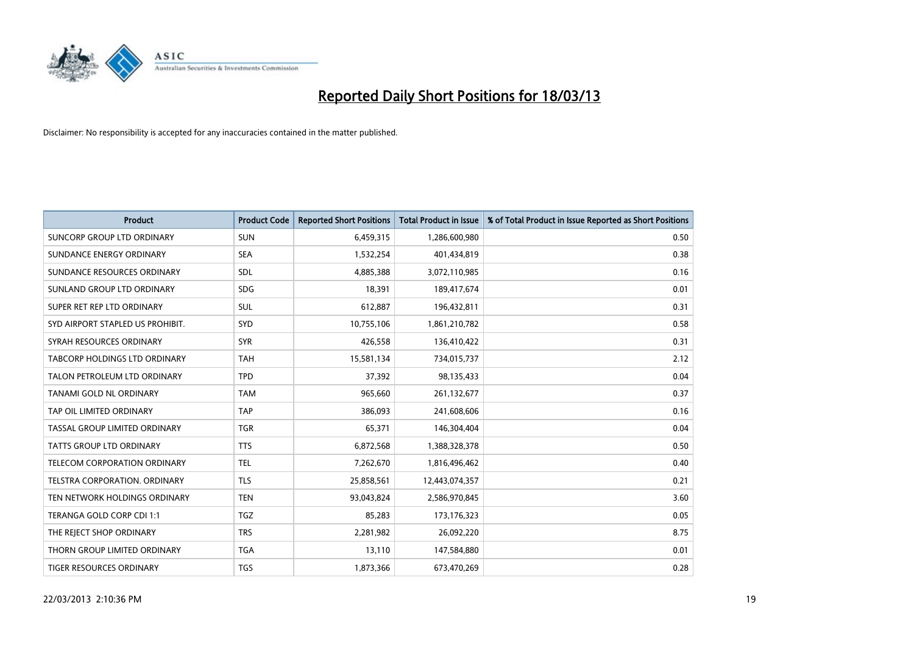# Reported Daily Short Positions for 18/03/13

Disclaimer: No responsibility is accepted for any inaccuracies contained in the matter published.

| Product | Product Code | Reported Short Positions | Total Product in Issue | % of Total Product in Issue Reported as Short Positions |
|---|---|---|---|---|
| SUNCORP GROUP LTD ORDINARY | SUN | 6,459,315 | 1,286,600,980 | 0.50 |
| SUNDANCE ENERGY ORDINARY | SEA | 1,532,254 | 401,434,819 | 0.38 |
| SUNDANCE RESOURCES ORDINARY | SDL | 4,885,388 | 3,072,110,985 | 0.16 |
| SUNLAND GROUP LTD ORDINARY | SDG | 18,391 | 189,417,674 | 0.01 |
| SUPER RET REP LTD ORDINARY | SUL | 612,887 | 196,432,811 | 0.31 |
| SYD AIRPORT STAPLED US PROHIBIT. | SYD | 10,755,106 | 1,861,210,782 | 0.58 |
| SYRAH RESOURCES ORDINARY | SYR | 426,558 | 136,410,422 | 0.31 |
| TABCORP HOLDINGS LTD ORDINARY | TAH | 15,581,134 | 734,015,737 | 2.12 |
| TALON PETROLEUM LTD ORDINARY | TPD | 37,392 | 98,135,433 | 0.04 |
| TANAMI GOLD NL ORDINARY | TAM | 965,660 | 261,132,677 | 0.37 |
| TAP OIL LIMITED ORDINARY | TAP | 386,093 | 241,608,606 | 0.16 |
| TASSAL GROUP LIMITED ORDINARY | TGR | 65,371 | 146,304,404 | 0.04 |
| TATTS GROUP LTD ORDINARY | TTS | 6,872,568 | 1,388,328,378 | 0.50 |
| TELECOM CORPORATION ORDINARY | TEL | 7,262,670 | 1,816,496,462 | 0.40 |
| TELSTRA CORPORATION. ORDINARY | TLS | 25,858,561 | 12,443,074,357 | 0.21 |
| TEN NETWORK HOLDINGS ORDINARY | TEN | 93,043,824 | 2,586,970,845 | 3.60 |
| TERANGA GOLD CORP CDI 1:1 | TGZ | 85,283 | 173,176,323 | 0.05 |
| THE REJECT SHOP ORDINARY | TRS | 2,281,982 | 26,092,220 | 8.75 |
| THORN GROUP LIMITED ORDINARY | TGA | 13,110 | 147,584,880 | 0.01 |
| TIGER RESOURCES ORDINARY | TGS | 1,873,366 | 673,470,269 | 0.28 |

22/03/2013 2:10:36 PM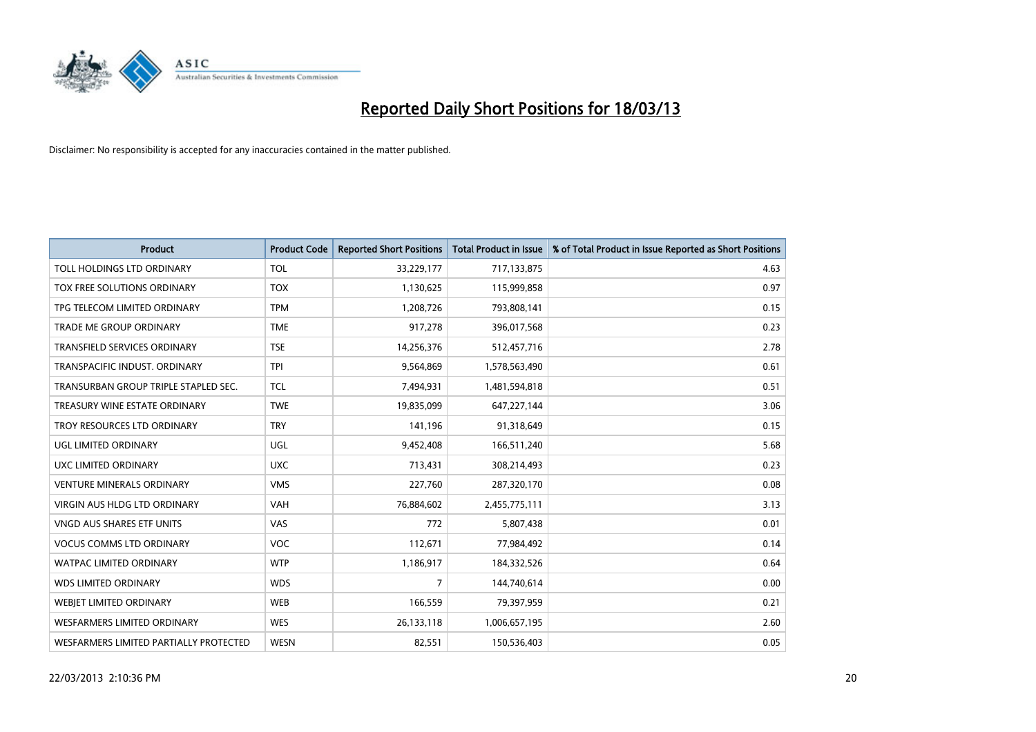# Reported Daily Short Positions for 18/03/13

Disclaimer: No responsibility is accepted for any inaccuracies contained in the matter published.

| Product | Product Code | Reported Short Positions | Total Product in Issue | % of Total Product in Issue Reported as Short Positions |
|---|---|---|---|---|
| TOLL HOLDINGS LTD ORDINARY | TOL | 33,229,177 | 717,133,875 | 4.63 |
| TOX FREE SOLUTIONS ORDINARY | TOX | 1,130,625 | 115,999,858 | 0.97 |
| TPG TELECOM LIMITED ORDINARY | TPM | 1,208,726 | 793,808,141 | 0.15 |
| TRADE ME GROUP ORDINARY | TME | 917,278 | 396,017,568 | 0.23 |
| TRANSFIELD SERVICES ORDINARY | TSE | 14,256,376 | 512,457,716 | 2.78 |
| TRANSPACIFIC INDUST. ORDINARY | TPI | 9,564,869 | 1,578,563,490 | 0.61 |
| TRANSURBAN GROUP TRIPLE STAPLED SEC. | TCL | 7,494,931 | 1,481,594,818 | 0.51 |
| TREASURY WINE ESTATE ORDINARY | TWE | 19,835,099 | 647,227,144 | 3.06 |
| TROY RESOURCES LTD ORDINARY | TRY | 141,196 | 91,318,649 | 0.15 |
| UGL LIMITED ORDINARY | UGL | 9,452,408 | 166,511,240 | 5.68 |
| UXC LIMITED ORDINARY | UXC | 713,431 | 308,214,493 | 0.23 |
| VENTURE MINERALS ORDINARY | VMS | 227,760 | 287,320,170 | 0.08 |
| VIRGIN AUS HLDG LTD ORDINARY | VAH | 76,884,602 | 2,455,775,111 | 3.13 |
| VNGD AUS SHARES ETF UNITS | VAS | 772 | 5,807,438 | 0.01 |
| VOCUS COMMS LTD ORDINARY | VOC | 112,671 | 77,984,492 | 0.14 |
| WATPAC LIMITED ORDINARY | WTP | 1,186,917 | 184,332,526 | 0.64 |
| WDS LIMITED ORDINARY | WDS | 7 | 144,740,614 | 0.00 |
| WEBJET LIMITED ORDINARY | WEB | 166,559 | 79,397,959 | 0.21 |
| WESFARMERS LIMITED ORDINARY | WES | 26,133,118 | 1,006,657,195 | 2.60 |
| WESFARMERS LIMITED PARTIALLY PROTECTED | WESN | 82,551 | 150,536,403 | 0.05 |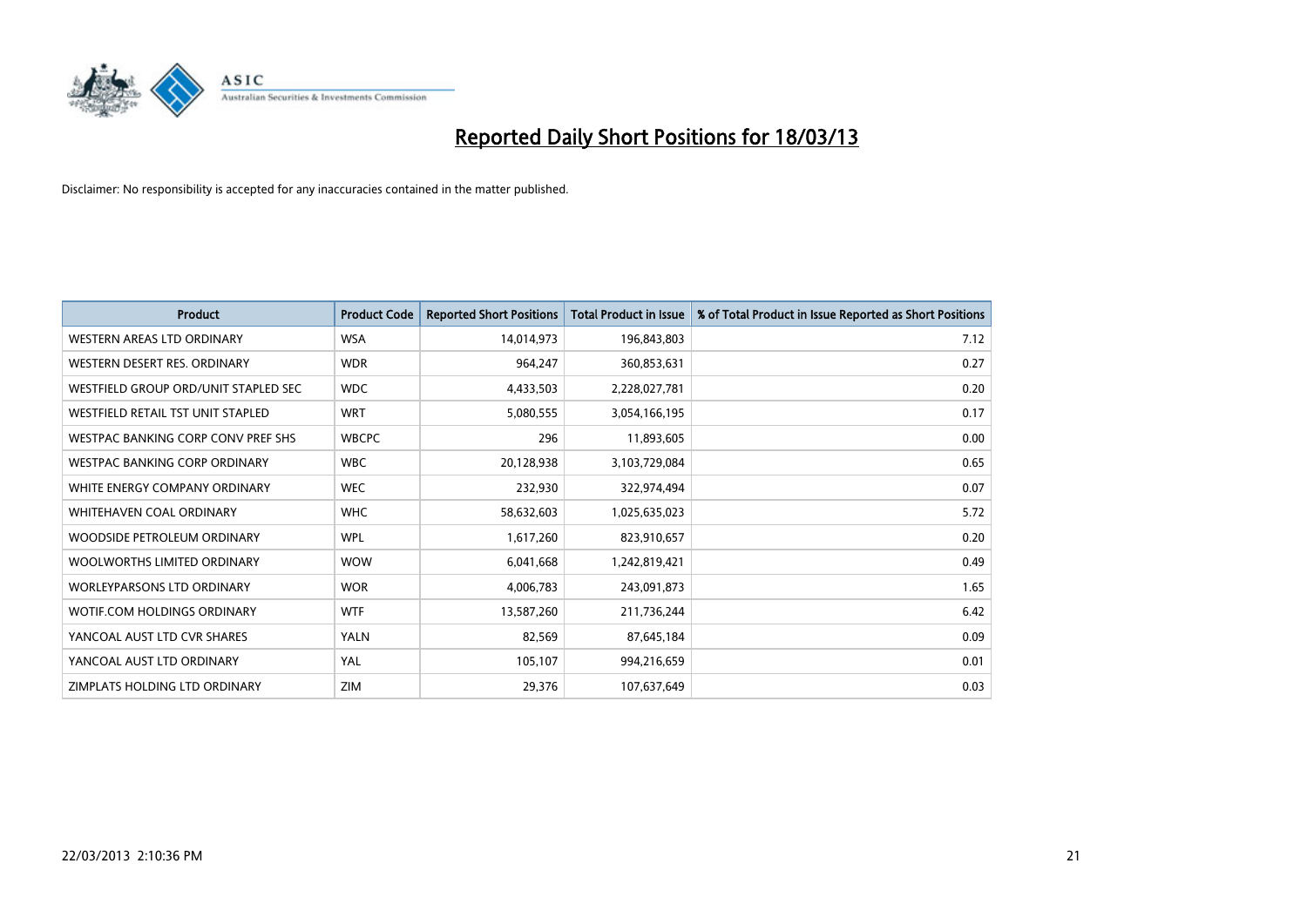# Reported Daily Short Positions for 18/03/13

Disclaimer: No responsibility is accepted for any inaccuracies contained in the matter published.

| Product | Product Code | Reported Short Positions | Total Product in Issue | % of Total Product in Issue Reported as Short Positions |
|---|---|---|---|---|
| WESTERN AREAS LTD ORDINARY | WSA | 14,014,973 | 196,843,803 | 7.12 |
| WESTERN DESERT RES. ORDINARY | WDR | 964,247 | 360,853,631 | 0.27 |
| WESTFIELD GROUP ORD/UNIT STAPLED SEC | WDC | 4,433,503 | 2,228,027,781 | 0.20 |
| WESTFIELD RETAIL TST UNIT STAPLED | WRT | 5,080,555 | 3,054,166,195 | 0.17 |
| WESTPAC BANKING CORP CONV PREF SHS | WBCPC | 296 | 11,893,605 | 0.00 |
| WESTPAC BANKING CORP ORDINARY | WBC | 20,128,938 | 3,103,729,084 | 0.65 |
| WHITE ENERGY COMPANY ORDINARY | WEC | 232,930 | 322,974,494 | 0.07 |
| WHITEHAVEN COAL ORDINARY | WHC | 58,632,603 | 1,025,635,023 | 5.72 |
| WOODSIDE PETROLEUM ORDINARY | WPL | 1,617,260 | 823,910,657 | 0.20 |
| WOOLWORTHS LIMITED ORDINARY | WOW | 6,041,668 | 1,242,819,421 | 0.49 |
| WORLEYPARSONS LTD ORDINARY | WOR | 4,006,783 | 243,091,873 | 1.65 |
| WOTIF.COM HOLDINGS ORDINARY | WTF | 13,587,260 | 211,736,244 | 6.42 |
| YANCOAL AUST LTD CVR SHARES | YALN | 82,569 | 87,645,184 | 0.09 |
| YANCOAL AUST LTD ORDINARY | YAL | 105,107 | 994,216,659 | 0.01 |
| ZIMPLATS HOLDING LTD ORDINARY | ZIM | 29,376 | 107,637,649 | 0.03 |